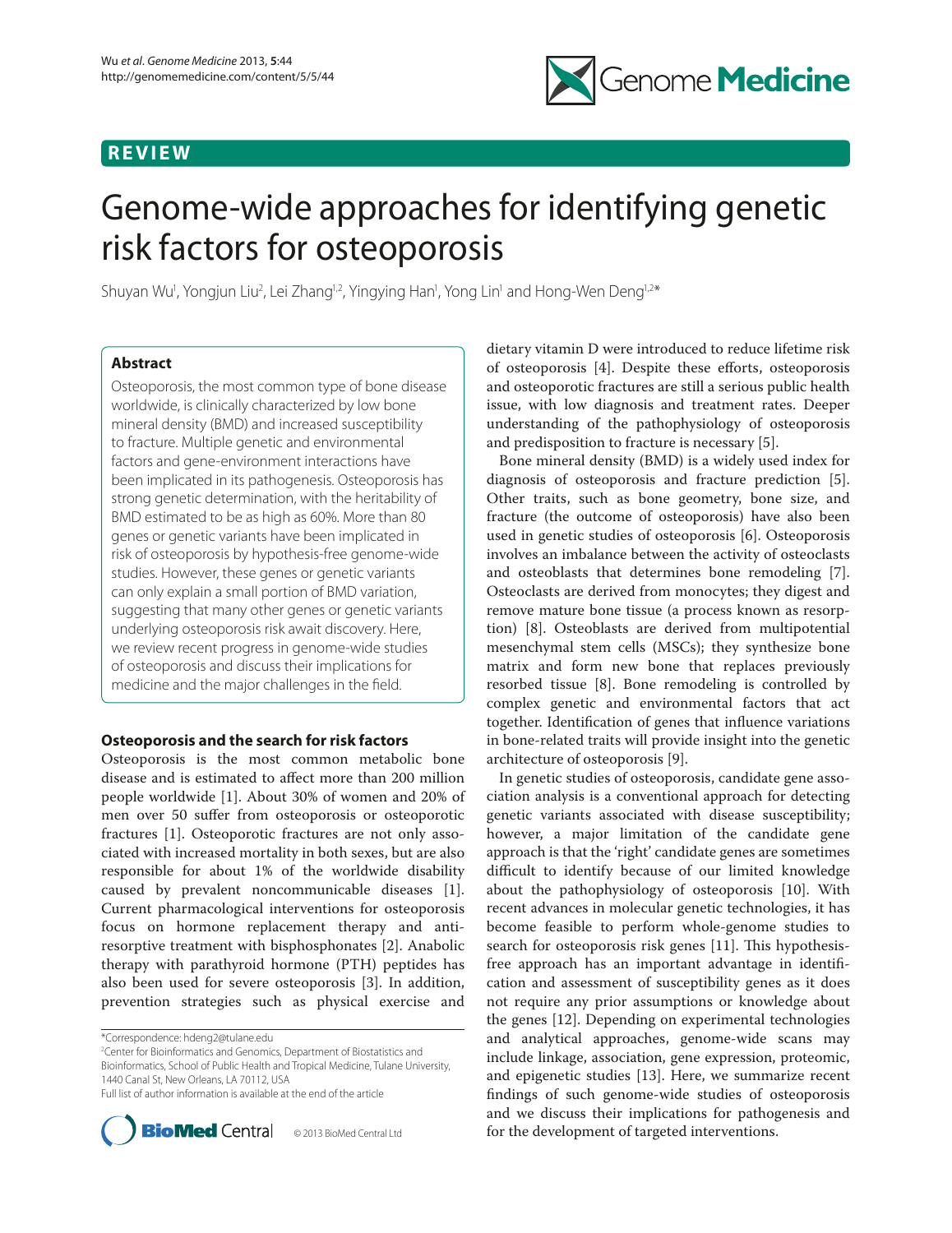REVIEW

# Genome-wide approaches for identifying genetic risk factors for osteoporosis

Shuyan Wu[1], Yongjun Liu[2], Lei Zhang[1,2], Yingying Han[1], Yong Lin[1] and Hong-Wen Deng[1,2]*

## Abstract

Osteoporosis, the most common type of bone disease worldwide, is clinically characterized by low bone mineral density (BMD) and increased susceptibility to fracture. Multiple genetic and environmental factors and gene-environment interactions have been implicated in its pathogenesis. Osteoporosis has strong genetic determination, with the heritability of BMD estimated to be as high as 60%. More than 80 genes or genetic variants have been implicated in risk of osteoporosis by hypothesis-free genome-wide studies. However, these genes or genetic variants can only explain a small portion of BMD variation, suggesting that many other genes or genetic variants underlying osteoporosis risk await discovery. Here, we review recent progress in genome-wide studies of osteoporosis and discuss their implications for medicine and the major challenges in the field.

## Osteoporosis and the search for risk factors

Osteoporosis is the most common metabolic bone disease and is estimated to affect more than 200 million people worldwide [1]. About 30% of women and 20% of men over 50 suffer from osteoporosis or osteoporotic fractures [1]. Osteoporotic fractures are not only associated with increased mortality in both sexes, but are also responsible for about 1% of the worldwide disability caused by prevalent noncommunicable diseases [1]. Current pharmacological interventions for osteoporosis focus on hormone replacement therapy and anti-resorptive treatment with bisphosphonates [2]. Anabolic therapy with parathyroid hormone (PTH) peptides has also been used for severe osteoporosis [3]. In addition, prevention strategies such as physical exercise and dietary vitamin D were introduced to reduce lifetime risk of osteoporosis [4]. Despite these efforts, osteoporosis and osteoporotic fractures are still a serious public health issue, with low diagnosis and treatment rates. Deeper understanding of the pathophysiology of osteoporosis and predisposition to fracture is necessary [5].

Bone mineral density (BMD) is a widely used index for diagnosis of osteoporosis and fracture prediction [5]. Other traits, such as bone geometry, bone size, and fracture (the outcome of osteoporosis) have also been used in genetic studies of osteoporosis [6]. Osteoporosis involves an imbalance between the activity of osteoclasts and osteoblasts that determines bone remodeling [7]. Osteoclasts are derived from monocytes; they digest and remove mature bone tissue (a process known as resorption) [8]. Osteoblasts are derived from multipotential mesenchymal stem cells (MSCs); they synthesize bone matrix and form new bone that replaces previously resorbed tissue [8]. Bone remodeling is controlled by complex genetic and environmental factors that act together. Identification of genes that influence variations in bone-related traits will provide insight into the genetic architecture of osteoporosis [9].

In genetic studies of osteoporosis, candidate gene association analysis is a conventional approach for detecting genetic variants associated with disease susceptibility; however, a major limitation of the candidate gene approach is that the 'right' candidate genes are sometimes difficult to identify because of our limited knowledge about the pathophysiology of osteoporosis [10]. With recent advances in molecular genetic technologies, it has become feasible to perform whole-genome studies to search for osteoporosis risk genes [11]. This hypothesis-free approach has an important advantage in identification and assessment of susceptibility genes as it does not require any prior assumptions or knowledge about the genes [12]. Depending on experimental technologies and analytical approaches, genome-wide scans may include linkage, association, gene expression, proteomic, and epigenetic studies [13]. Here, we summarize recent findings of such genome-wide studies of osteoporosis and we discuss their implications for pathogenesis and for the development of targeted interventions.

*Correspondence: hdeng2@tulane.edu
[2]Center for Bioinformatics and Genomics, Department of Biostatistics and Bioinformatics, School of Public Health and Tropical Medicine, Tulane University, 1440 Canal St, New Orleans, LA 70112, USA
Full list of author information is available at the end of the article

© 2013 BioMed Central Ltd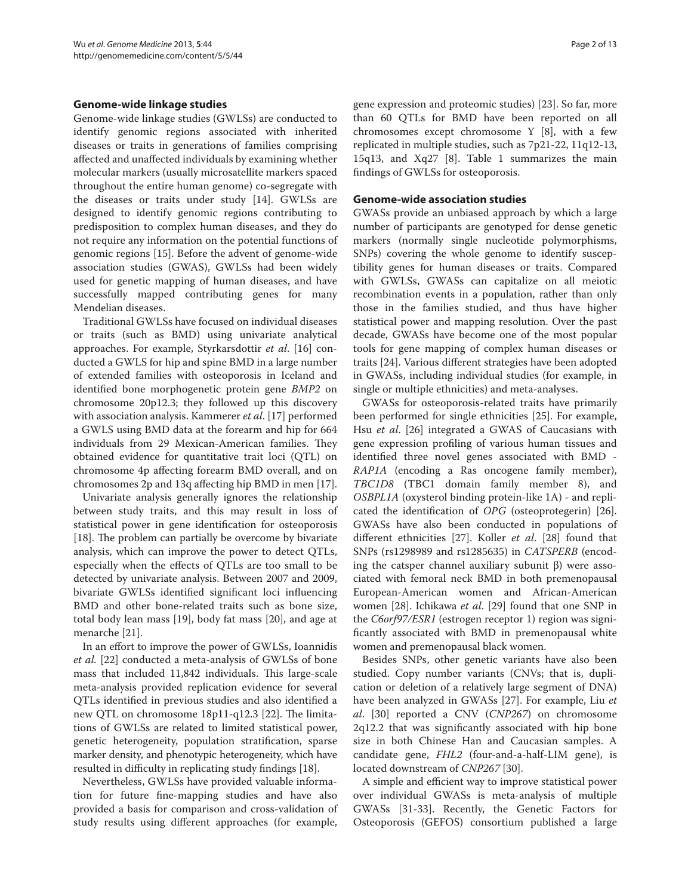## Genome-wide linkage studies

Genome-wide linkage studies (GWLSs) are conducted to identify genomic regions associated with inherited diseases or traits in generations of families comprising affected and unaffected individuals by examining whether molecular markers (usually microsatellite markers spaced throughout the entire human genome) co-segregate with the diseases or traits under study [14]. GWLSs are designed to identify genomic regions contributing to predisposition to complex human diseases, and they do not require any information on the potential functions of genomic regions [15]. Before the advent of genome-wide association studies (GWAS), GWLSs had been widely used for genetic mapping of human diseases, and have successfully mapped contributing genes for many Mendelian diseases.

Traditional GWLSs have focused on individual diseases or traits (such as BMD) using univariate analytical approaches. For example, Styrkarsdottir *et al*. [16] conducted a GWLS for hip and spine BMD in a large number of extended families with osteoporosis in Iceland and identified bone morphogenetic protein gene *BMP2* on chromosome 20p12.3; they followed up this discovery with association analysis. Kammerer *et al*. [17] performed a GWLS using BMD data at the forearm and hip for 664 individuals from 29 Mexican-American families. They obtained evidence for quantitative trait loci (QTL) on chromosome 4p affecting forearm BMD overall, and on chromosomes 2p and 13q affecting hip BMD in men [17].

Univariate analysis generally ignores the relationship between study traits, and this may result in loss of statistical power in gene identification for osteoporosis [18]. The problem can partially be overcome by bivariate analysis, which can improve the power to detect QTLs, especially when the effects of QTLs are too small to be detected by univariate analysis. Between 2007 and 2009, bivariate GWLSs identified significant loci influencing BMD and other bone-related traits such as bone size, total body lean mass [19], body fat mass [20], and age at menarche [21].

In an effort to improve the power of GWLSs, Ioannidis *et al.* [22] conducted a meta-analysis of GWLSs of bone mass that included 11,842 individuals. This large-scale meta-analysis provided replication evidence for several QTLs identified in previous studies and also identified a new QTL on chromosome 18p11-q12.3 [22]. The limitations of GWLSs are related to limited statistical power, genetic heterogeneity, population stratification, sparse marker density, and phenotypic heterogeneity, which have resulted in difficulty in replicating study findings [18].

Nevertheless, GWLSs have provided valuable information for future fine-mapping studies and have also provided a basis for comparison and cross-validation of study results using different approaches (for example, gene expression and proteomic studies) [23]. So far, more than 60 QTLs for BMD have been reported on all chromosomes except chromosome Y [8], with a few replicated in multiple studies, such as 7p21-22, 11q12-13, 15q13, and Xq27 [8]. Table 1 summarizes the main findings of GWLSs for osteoporosis.

## Genome-wide association studies

GWASs provide an unbiased approach by which a large number of participants are genotyped for dense genetic markers (normally single nucleotide polymorphisms, SNPs) covering the whole genome to identify susceptibility genes for human diseases or traits. Compared with GWLSs, GWASs can capitalize on all meiotic recombination events in a population, rather than only those in the families studied, and thus have higher statistical power and mapping resolution. Over the past decade, GWASs have become one of the most popular tools for gene mapping of complex human diseases or traits [24]. Various different strategies have been adopted in GWASs, including individual studies (for example, in single or multiple ethnicities) and meta-analyses.

GWASs for osteoporosis-related traits have primarily been performed for single ethnicities [25]. For example, Hsu *et al*. [26] integrated a GWAS of Caucasians with gene expression profiling of various human tissues and identified three novel genes associated with BMD - *RAP1A* (encoding a Ras oncogene family member), *TBC1D8* (TBC1 domain family member 8), and *OSBPL1A* (oxysterol binding protein-like 1A) - and replicated the identification of *OPG* (osteoprotegerin) [26]. GWASs have also been conducted in populations of different ethnicities [27]. Koller *et al*. [28] found that SNPs (rs1298989 and rs1285635) in *CATSPERB* (encoding the catsper channel auxiliary subunit β) were associated with femoral neck BMD in both premenopausal European-American women and African-American women [28]. Ichikawa *et al*. [29] found that one SNP in the *C6orf97/ESR1* (estrogen receptor 1) region was significantly associated with BMD in premenopausal white women and premenopausal black women.

Besides SNPs, other genetic variants have also been studied. Copy number variants (CNVs; that is, duplication or deletion of a relatively large segment of DNA) have been analyzed in GWASs [27]. For example, Liu *et al*. [30] reported a CNV (*CNP267*) on chromosome 2q12.2 that was significantly associated with hip bone size in both Chinese Han and Caucasian samples. A candidate gene, *FHL2* (four-and-a-half-LIM gene), is located downstream of *CNP267* [30].

A simple and efficient way to improve statistical power over individual GWASs is meta-analysis of multiple GWASs [31-33]. Recently, the Genetic Factors for Osteoporosis (GEFOS) consortium published a large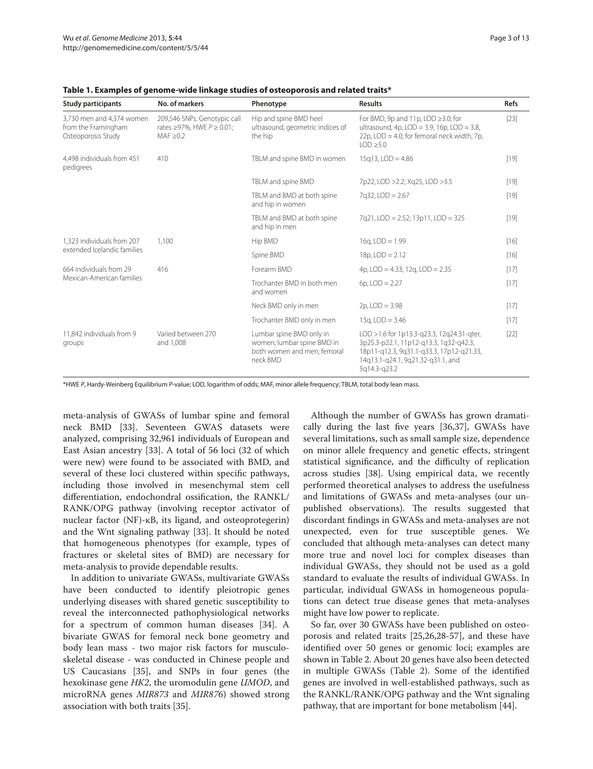**Table 1. Examples of genome-wide linkage studies of osteoporosis and related traits***

| Study participants | No. of markers | Phenotype | Results | Refs |
|---|---|---|---|---|
| 3,730 men and 4,374 women from the Framingham Osteoporosis Study | 209,546 SNPs. Genotypic call rates ≥97%, HWE $P \geq 0.01$; MAF ≥0.2 | Hip and spine BMD heel ultrasound, geometric indices of the hip | For BMD, 9p and 11p, LOD ≥3.0; for ultrasound, 4p, LOD = 3.9, 16p, LOD = 3.8, 22p, LOD = 4.0; for femoral neck width, 7p, LOD ≥5.0 | [23] |
| 4,498 individuals from 451 pedigrees | 410 | TBLM and spine BMD in women | 15q13, LOD = 4.86 | [19] |
| | | TBLM and spine BMD | 7p22, LOD >2.2; Xq25, LOD >3.5 | [19] |
| | | TBLM and BMD at both spine and hip in women | 7q32, LOD = 2.67 | [19] |
| | | TBLM and BMD at both spine and hip in men | 7q21, LOD = 2.52; 13p11, LOD = 325 | [19] |
| 1,323 individuals from 207 extended Icelandic families | 1,100 | Hip BMD | 16q, LOD = 1.99 | [16] |
| | | Spine BMD | 18p, LOD = 2.12 | [16] |
| 664 individuals from 29 Mexican-American families | 416 | Forearm BMD | 4p, LOD = 4.33; 12q, LOD = 2.35 | [17] |
| | | Trochanter BMD in both men and women | 6p, LOD = 2.27 | [17] |
| | | Neck BMD only in men | 2p, LOD = 3.98 | [17] |
| | | Trochanter BMD only in men | 13q, LOD = 3.46 | [17] |
| 11,842 individuals from 9 groups | Varied between 270 and 1,008 | Lumbar spine BMD only in women; lumbar spine BMD in both women and men; femoral neck BMD | LOD >1.6 for 1p13.3-q23.3, 12q24.31-qter, 3p25.3-p22.1, 11p12-q13.3, 1q32-q42.3, 18p11-q12.3, 9q31.1-q33.3, 17p12-q21.33, 14q13.1-q24.1, 9q21.32-q31.1, and 5q14.3-q23.2 | [22] |

*HWE *P*, Hardy-Weinberg Equilibrium *P*-value; LOD, logarithm of odds; MAF, minor allele frequency; TBLM, total body lean mass.

meta-analysis of GWASs of lumbar spine and femoral neck BMD [33]. Seventeen GWAS datasets were analyzed, comprising 32,961 individuals of European and East Asian ancestry [33]. A total of 56 loci (32 of which were new) were found to be associated with BMD, and several of these loci clustered within specific pathways, including those involved in mesenchymal stem cell differentiation, endochondral ossification, the RANKL/RANK/OPG pathway (involving receptor activator of nuclear factor (NF)-κB, its ligand, and osteoprotegerin) and the Wnt signaling pathway [33]. It should be noted that homogeneous phenotypes (for example, types of fractures or skeletal sites of BMD) are necessary for meta-analysis to provide dependable results.

In addition to univariate GWASs, multivariate GWASs have been conducted to identify pleiotropic genes underlying diseases with shared genetic susceptibility to reveal the interconnected pathophysiological networks for a spectrum of common human diseases [34]. A bivariate GWAS for femoral neck bone geometry and body lean mass - two major risk factors for musculoskeletal disease - was conducted in Chinese people and US Caucasians [35], and SNPs in four genes (the hexokinase gene *HK2*, the uromodulin gene *UMOD*, and microRNA genes *MIR873* and *MIR876*) showed strong association with both traits [35].

Although the number of GWASs has grown dramatically during the last five years [36,37], GWASs have several limitations, such as small sample size, dependence on minor allele frequency and genetic effects, stringent statistical significance, and the difficulty of replication across studies [38]. Using empirical data, we recently performed theoretical analyses to address the usefulness and limitations of GWASs and meta-analyses (our unpublished observations). The results suggested that discordant findings in GWASs and meta-analyses are not unexpected, even for true susceptible genes. We concluded that although meta-analyses can detect many more true and novel loci for complex diseases than individual GWASs, they should not be used as a gold standard to evaluate the results of individual GWASs. In particular, individual GWASs in homogeneous populations can detect true disease genes that meta-analyses might have low power to replicate.

So far, over 30 GWASs have been published on osteoporosis and related traits [25,26,28-57], and these have identified over 50 genes or genomic loci; examples are shown in Table 2. About 20 genes have also been detected in multiple GWASs (Table 2). Some of the identified genes are involved in well-established pathways, such as the RANKL/RANK/OPG pathway and the Wnt signaling pathway, that are important for bone metabolism [44].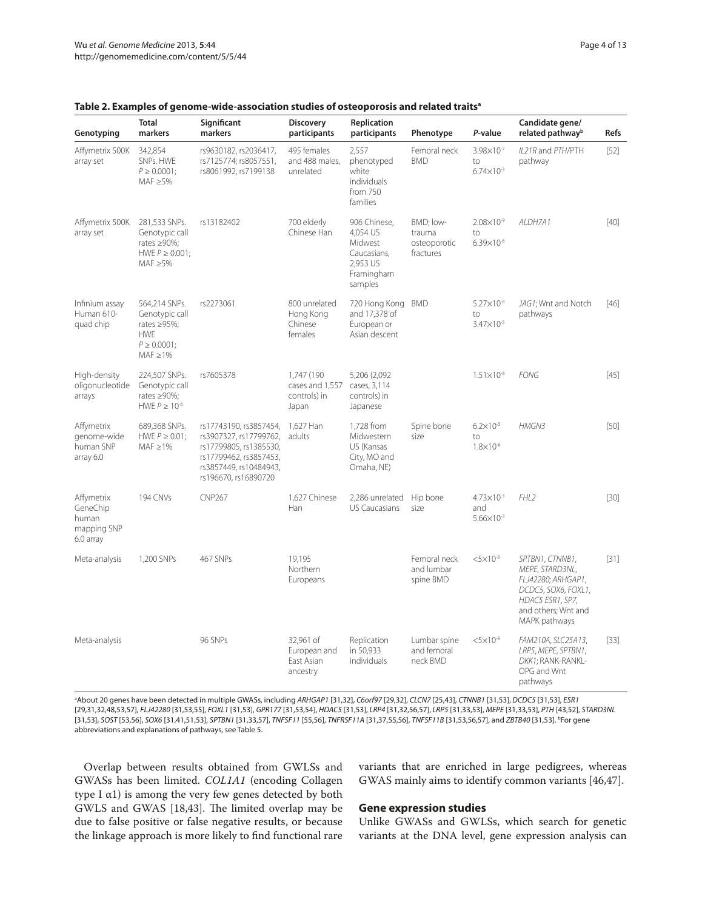**Table 2. Examples of genome-wide-association studies of osteoporosis and related traits[a]**

| Genotyping | Total markers | Significant markers | Discovery participants | Replication participants | Phenotype | P-value | Candidate gene/ related pathway[b] | Refs |
|---|---|---|---|---|---|---|---|---|
| Affymetrix 500K array set | 342,854 SNPs. HWE $P \geq 0.0001$; MAF ≥5% | rs9630182, rs2036417, rs7125774; rs8057551, rs8061992, rs7199138 | 495 females and 488 males, unrelated | 2,557 phenotyped white individuals from 750 families | Femoral neck BMD | $3.98\times10^{-7}$ to $6.74\times10^{-3}$ | *IL21R* and *PTH*/PTH pathway | [52] |
| Affymetrix 500K array set | 281,533 SNPs. Genotypic call rates ≥90%; HWE $P \geq 0.001$; MAF ≥5% | rs13182402 | 700 elderly Chinese Han | 906 Chinese, 4,054 US Midwest Caucasians, 2,953 US Framingham samples | BMD; low-trauma osteoporotic fractures | $2.08\times10^{-9}$ to $6.39\times10^{-6}$ | *ALDH7A1* | [40] |
| Infinium assay Human 610-quad chip | 564,214 SNPs. Genotypic call rates ≥95%; HWE $P \geq 0.0001$; MAF ≥1% | rs2273061 | 800 unrelated Hong Kong Chinese females | 720 Hong Kong and 17,378 of European or Asian descent | BMD | $5.27\times10^{-8}$ to $3.47\times10^{-5}$ | *JAG1*; Wnt and Notch pathways | [46] |
| High-density oligonucleotide arrays | 224,507 SNPs. Genotypic call rates ≥90%; HWE $P \geq 10^{-6}$ | rs7605378 | 1,747 (190 cases and 1,557 controls) in Japan | 5,206 (2,092 cases, 3,114 controls) in Japanese | | $1.51\times10^{-8}$ | *FONG* | [45] |
| Affymetrix genome-wide human SNP array 6.0 | 689,368 SNPs. HWE $P \geq 0.01$; MAF ≥1% | rs17743190, rs3857454, rs3907327, rs17799762, rs17799805, rs1385530, rs17799462, rs3857453, rs3857449, rs10484943, rs196670, rs16890720 | 1,627 Han adults | 1,728 from Midwestern US (Kansas City, MO and Omaha, NE) | Spine bone size | $6.2\times10^{-5}$ to $1.8\times10^{-6}$ | *HMGN3* | [50] |
| Affymetrix GeneChip human mapping SNP 6.0 array | 194 CNVs | CNP267 | 1,627 Chinese Han | 2,286 unrelated US Caucasians | Hip bone size | $4.73\times10^{-3}$ and $5.66\times10^{-3}$ | *FHL2* | [30] |
| Meta-analysis | 1,200 SNPs | 467 SNPs | 19,195 Northern Europeans | | Femoral neck and lumbar spine BMD | $<5\times10^{-8}$ | *SPTBN1*, *CTNNB1*, *MEPE*, *STARD3NL*, *FLJ42280*; *ARHGAP1*, *DCDC5*, *SOX6*, *FOXL1*, *HDAC5* *ESR1*, *SP7*, and others; Wnt and MAPK pathways | [31] |
| Meta-analysis | | 96 SNPs | 32,961 of European and East Asian ancestry | Replication in 50,933 individuals | Lumbar spine and femoral neck BMD | $<5\times10^{-8}$ | *FAM210A*, *SLC25A13*, *LRP5*, *MEPE*, *SPTBN1*, *DKK1*; RANK-RANKL-OPG and Wnt pathways | [33] |

[a]About 20 genes have been detected in multiple GWASs, including *ARHGAP1* [31,32], *C6orf97* [29,32], *CLCN7* [25,43], *CTNNB1* [31,53], *DCDC5* [31,53], *ESR1* [29,31,32,48,53,57], *FLJ42280* [31,53,55], *FOXL1* [31,53], *GPR177* [31,53,54], *HDAC5* [31,53], *LRP4* [31,32,56,57], *LRP5* [31,33,53], *MEPE* [31,33,53], *PTH* [43,52], *STARD3NL* [31,53], *SOST* [53,56], *SOX6* [31,41,51,53], *SPTBN1* [31,33,57], *TNFSF11* [55,56], *TNFRSF11A* [31,37,55,56], *TNFSF11B* [31,53,56,57], and *ZBTB40* [31,53]. [b]For gene abbreviations and explanations of pathways, see Table 5.

Overlap between results obtained from GWLSs and GWASs has been limited. *COL1A1* (encoding Collagen type I α1) is among the very few genes detected by both GWLS and GWAS [18,43]. The limited overlap may be due to false positive or false negative results, or because the linkage approach is more likely to find functional rare variants that are enriched in large pedigrees, whereas GWAS mainly aims to identify common variants [46,47].

## Gene expression studies

Unlike GWASs and GWLSs, which search for genetic variants at the DNA level, gene expression analysis can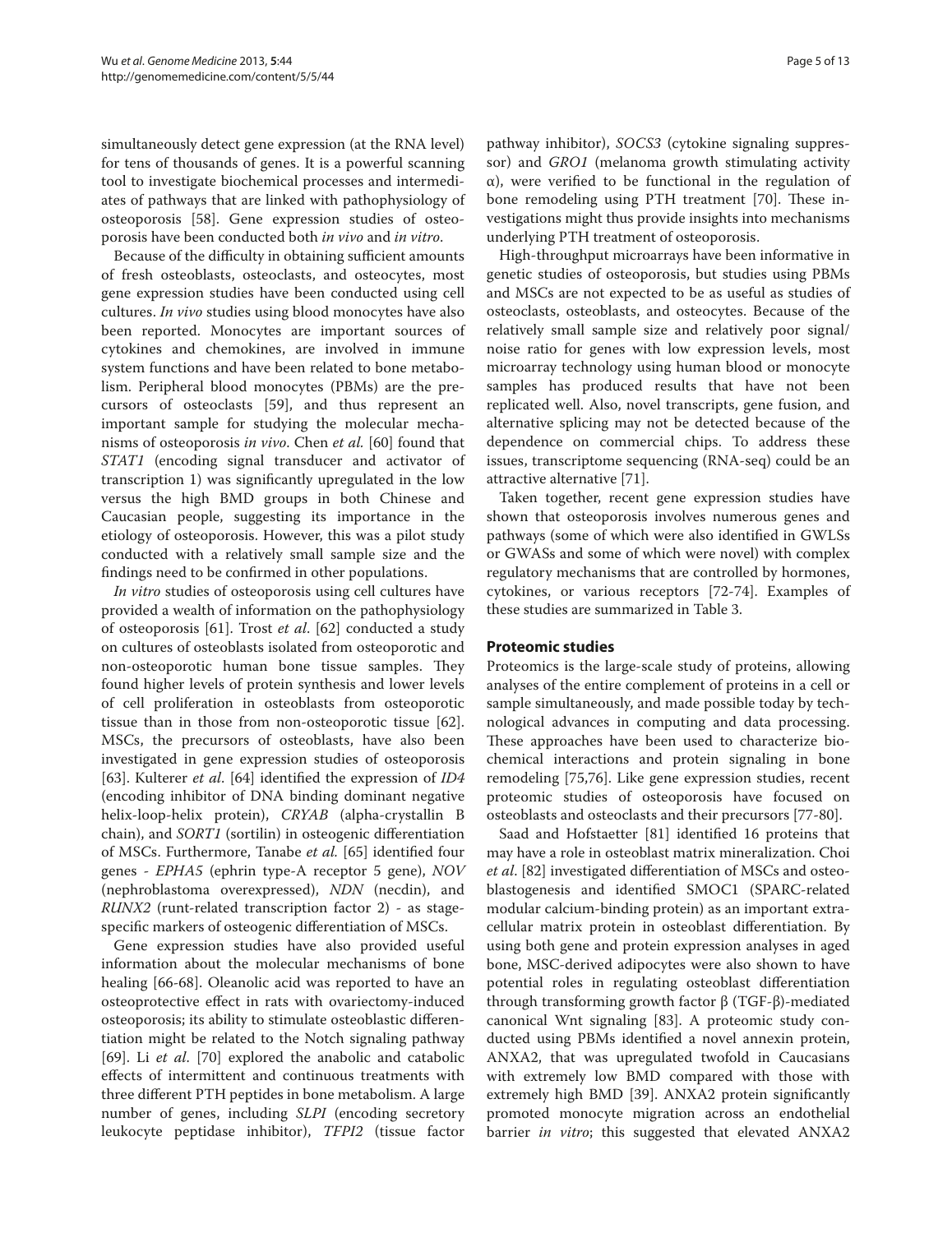simultaneously detect gene expression (at the RNA level) for tens of thousands of genes. It is a powerful scanning tool to investigate biochemical processes and intermediates of pathways that are linked with pathophysiology of osteoporosis [58]. Gene expression studies of osteoporosis have been conducted both *in vivo* and *in vitro*.

Because of the difficulty in obtaining sufficient amounts of fresh osteoblasts, osteoclasts, and osteocytes, most gene expression studies have been conducted using cell cultures. *In vivo* studies using blood monocytes have also been reported. Monocytes are important sources of cytokines and chemokines, are involved in immune system functions and have been related to bone metabolism. Peripheral blood monocytes (PBMs) are the precursors of osteoclasts [59], and thus represent an important sample for studying the molecular mechanisms of osteoporosis *in vivo*. Chen *et al.* [60] found that *STAT1* (encoding signal transducer and activator of transcription 1) was significantly upregulated in the low versus the high BMD groups in both Chinese and Caucasian people, suggesting its importance in the etiology of osteoporosis. However, this was a pilot study conducted with a relatively small sample size and the findings need to be confirmed in other populations.

*In vitro* studies of osteoporosis using cell cultures have provided a wealth of information on the pathophysiology of osteoporosis [61]. Trost *et al*. [62] conducted a study on cultures of osteoblasts isolated from osteoporotic and non-osteoporotic human bone tissue samples. They found higher levels of protein synthesis and lower levels of cell proliferation in osteoblasts from osteoporotic tissue than in those from non-osteoporotic tissue [62]. MSCs, the precursors of osteoblasts, have also been investigated in gene expression studies of osteoporosis [63]. Kulterer *et al*. [64] identified the expression of *ID4* (encoding inhibitor of DNA binding dominant negative helix-loop-helix protein), *CRYAB* (alpha-crystallin B chain), and *SORT1* (sortilin) in osteogenic differentiation of MSCs. Furthermore, Tanabe *et al.* [65] identified four genes - *EPHA5* (ephrin type-A receptor 5 gene), *NOV* (nephroblastoma overexpressed), *NDN* (necdin), and *RUNX2* (runt-related transcription factor 2) - as stage-specific markers of osteogenic differentiation of MSCs.

Gene expression studies have also provided useful information about the molecular mechanisms of bone healing [66-68]. Oleanolic acid was reported to have an osteoprotective effect in rats with ovariectomy-induced osteoporosis; its ability to stimulate osteoblastic differentiation might be related to the Notch signaling pathway [69]. Li *et al*. [70] explored the anabolic and catabolic effects of intermittent and continuous treatments with three different PTH peptides in bone metabolism. A large number of genes, including *SLPI* (encoding secretory leukocyte peptidase inhibitor), *TFPI2* (tissue factor pathway inhibitor), *SOCS3* (cytokine signaling suppressor) and *GRO1* (melanoma growth stimulating activity α), were verified to be functional in the regulation of bone remodeling using PTH treatment [70]. These investigations might thus provide insights into mechanisms underlying PTH treatment of osteoporosis.

High-throughput microarrays have been informative in genetic studies of osteoporosis, but studies using PBMs and MSCs are not expected to be as useful as studies of osteoclasts, osteoblasts, and osteocytes. Because of the relatively small sample size and relatively poor signal/noise ratio for genes with low expression levels, most microarray technology using human blood or monocyte samples has produced results that have not been replicated well. Also, novel transcripts, gene fusion, and alternative splicing may not be detected because of the dependence on commercial chips. To address these issues, transcriptome sequencing (RNA-seq) could be an attractive alternative [71].

Taken together, recent gene expression studies have shown that osteoporosis involves numerous genes and pathways (some of which were also identified in GWLSs or GWASs and some of which were novel) with complex regulatory mechanisms that are controlled by hormones, cytokines, or various receptors [72-74]. Examples of these studies are summarized in Table 3.

## Proteomic studies

Proteomics is the large-scale study of proteins, allowing analyses of the entire complement of proteins in a cell or sample simultaneously, and made possible today by technological advances in computing and data processing. These approaches have been used to characterize biochemical interactions and protein signaling in bone remodeling [75,76]. Like gene expression studies, recent proteomic studies of osteoporosis have focused on osteoblasts and osteoclasts and their precursors [77-80].

Saad and Hofstaetter [81] identified 16 proteins that may have a role in osteoblast matrix mineralization. Choi *et al*. [82] investigated differentiation of MSCs and osteoblastogenesis and identified SMOC1 (SPARC-related modular calcium-binding protein) as an important extracellular matrix protein in osteoblast differentiation. By using both gene and protein expression analyses in aged bone, MSC-derived adipocytes were also shown to have potential roles in regulating osteoblast differentiation through transforming growth factor β (TGF-β)-mediated canonical Wnt signaling [83]. A proteomic study conducted using PBMs identified a novel annexin protein, ANXA2, that was upregulated twofold in Caucasians with extremely low BMD compared with those with extremely high BMD [39]. ANXA2 protein significantly promoted monocyte migration across an endothelial barrier *in vitro*; this suggested that elevated ANXA2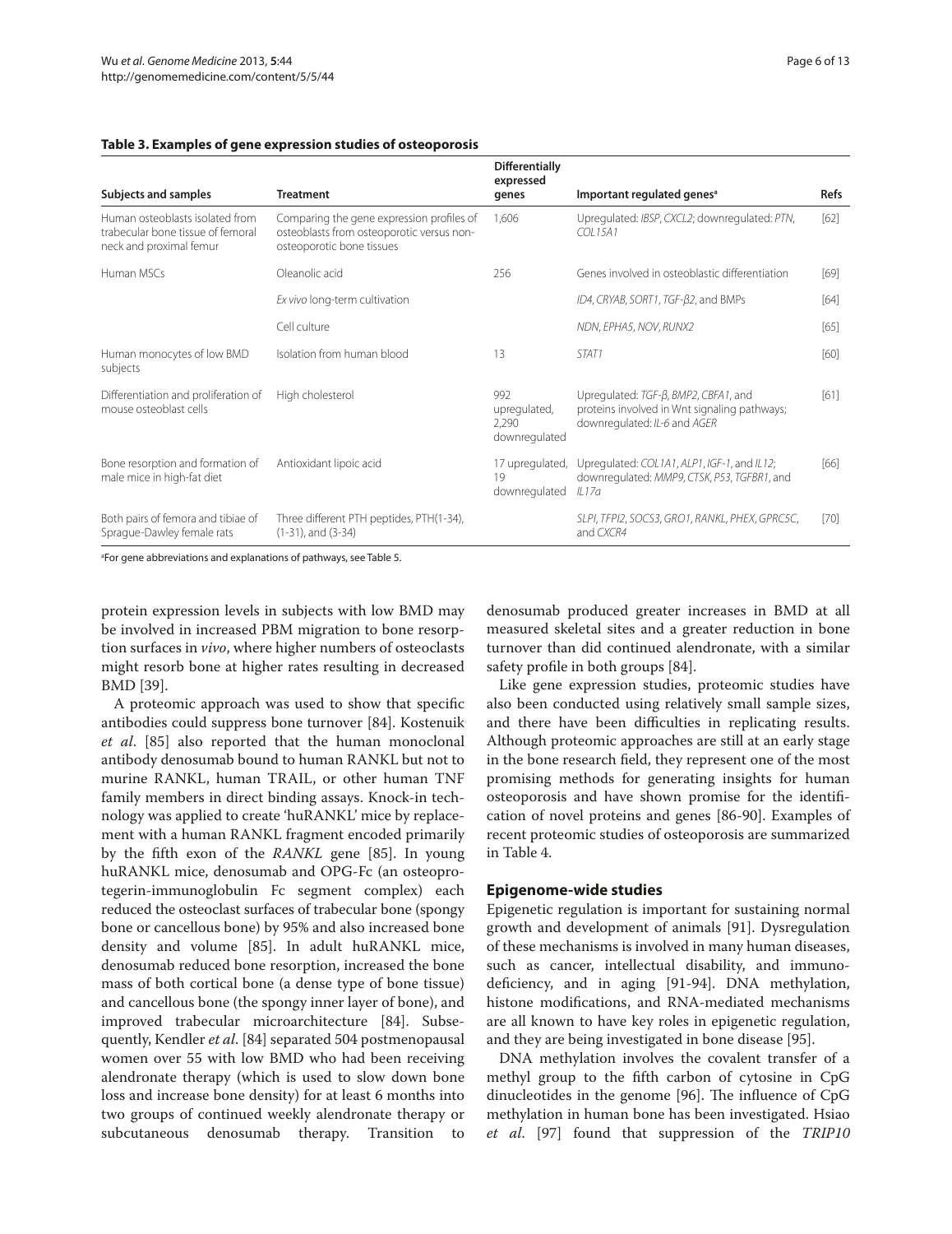**Table 3. Examples of gene expression studies of osteoporosis**

| Subjects and samples | Treatment | Differentially expressed genes | Important regulated genes[a] | Refs |
|---|---|---|---|---|
| Human osteoblasts isolated from trabecular bone tissue of femoral neck and proximal femur | Comparing the gene expression profiles of osteoblasts from osteoporotic versus non-osteoporotic bone tissues | 1,606 | Upregulated: *IBSP*, *CXCL2*; downregulated: *PTN*, *COL15A1* | [62] |
| Human MSCs | Oleanolic acid | 256 | Genes involved in osteoblastic differentiation | [69] |
| | *Ex vivo* long-term cultivation | | *ID4*, *CRYAB*, *SORT1*, *TGF-β2*, and BMPs | [64] |
| | Cell culture | | *NDN*, *EPHA5*, *NOV*, *RUNX2* | [65] |
| Human monocytes of low BMD subjects | Isolation from human blood | 13 | *STAT1* | [60] |
| Differentiation and proliferation of mouse osteoblast cells | High cholesterol | 992 upregulated, 2,290 downregulated | Upregulated: *TGF-β*, *BMP2*, *CBFA1*, and proteins involved in Wnt signaling pathways; downregulated: *IL-6* and *AGER* | [61] |
| Bone resorption and formation of male mice in high-fat diet | Antioxidant lipoic acid | 17 upregulated, 19 downregulated | Upregulated: *COL1A1*, *ALP1*, *IGF-1*, and *IL12*; downregulated: *MMP9*, *CTSK*, *P53*, *TGFBR1*, and *IL17a* | [66] |
| Both pairs of femora and tibiae of Sprague-Dawley female rats | Three different PTH peptides, PTH(1-34), (1-31), and (3-34) | | *SLPI*, *TFPI2*, *SOCS3*, *GRO1*, *RANKL*, *PHEX*, *GPRC5C*, and *CXCR4* | [70] |

[a]For gene abbreviations and explanations of pathways, see Table 5.

protein expression levels in subjects with low BMD may be involved in increased PBM migration to bone resorption surfaces in *vivo*, where higher numbers of osteoclasts might resorb bone at higher rates resulting in decreased BMD [39].

A proteomic approach was used to show that specific antibodies could suppress bone turnover [84]. Kostenuik *et al.* [85] also reported that the human monoclonal antibody denosumab bound to human RANKL but not to murine RANKL, human TRAIL, or other human TNF family members in direct binding assays. Knock-in technology was applied to create 'huRANKL' mice by replacement with a human RANKL fragment encoded primarily by the fifth exon of the *RANKL* gene [85]. In young huRANKL mice, denosumab and OPG-Fc (an osteoprotegerin-immunoglobulin Fc segment complex) each reduced the osteoclast surfaces of trabecular bone (spongy bone or cancellous bone) by 95% and also increased bone density and volume [85]. In adult huRANKL mice, denosumab reduced bone resorption, increased the bone mass of both cortical bone (a dense type of bone tissue) and cancellous bone (the spongy inner layer of bone), and improved trabecular microarchitecture [84]. Subsequently, Kendler *et al*. [84] separated 504 postmenopausal women over 55 with low BMD who had been receiving alendronate therapy (which is used to slow down bone loss and increase bone density) for at least 6 months into two groups of continued weekly alendronate therapy or subcutaneous denosumab therapy. Transition to denosumab produced greater increases in BMD at all measured skeletal sites and a greater reduction in bone turnover than did continued alendronate, with a similar safety profile in both groups [84].

Like gene expression studies, proteomic studies have also been conducted using relatively small sample sizes, and there have been difficulties in replicating results. Although proteomic approaches are still at an early stage in the bone research field, they represent one of the most promising methods for generating insights for human osteoporosis and have shown promise for the identification of novel proteins and genes [86-90]. Examples of recent proteomic studies of osteoporosis are summarized in Table 4.

## Epigenome-wide studies

Epigenetic regulation is important for sustaining normal growth and development of animals [91]. Dysregulation of these mechanisms is involved in many human diseases, such as cancer, intellectual disability, and immunodeficiency, and in aging [91-94]. DNA methylation, histone modifications, and RNA-mediated mechanisms are all known to have key roles in epigenetic regulation, and they are being investigated in bone disease [95].

DNA methylation involves the covalent transfer of a methyl group to the fifth carbon of cytosine in CpG dinucleotides in the genome [96]. The influence of CpG methylation in human bone has been investigated. Hsiao *et al*. [97] found that suppression of the *TRIP10*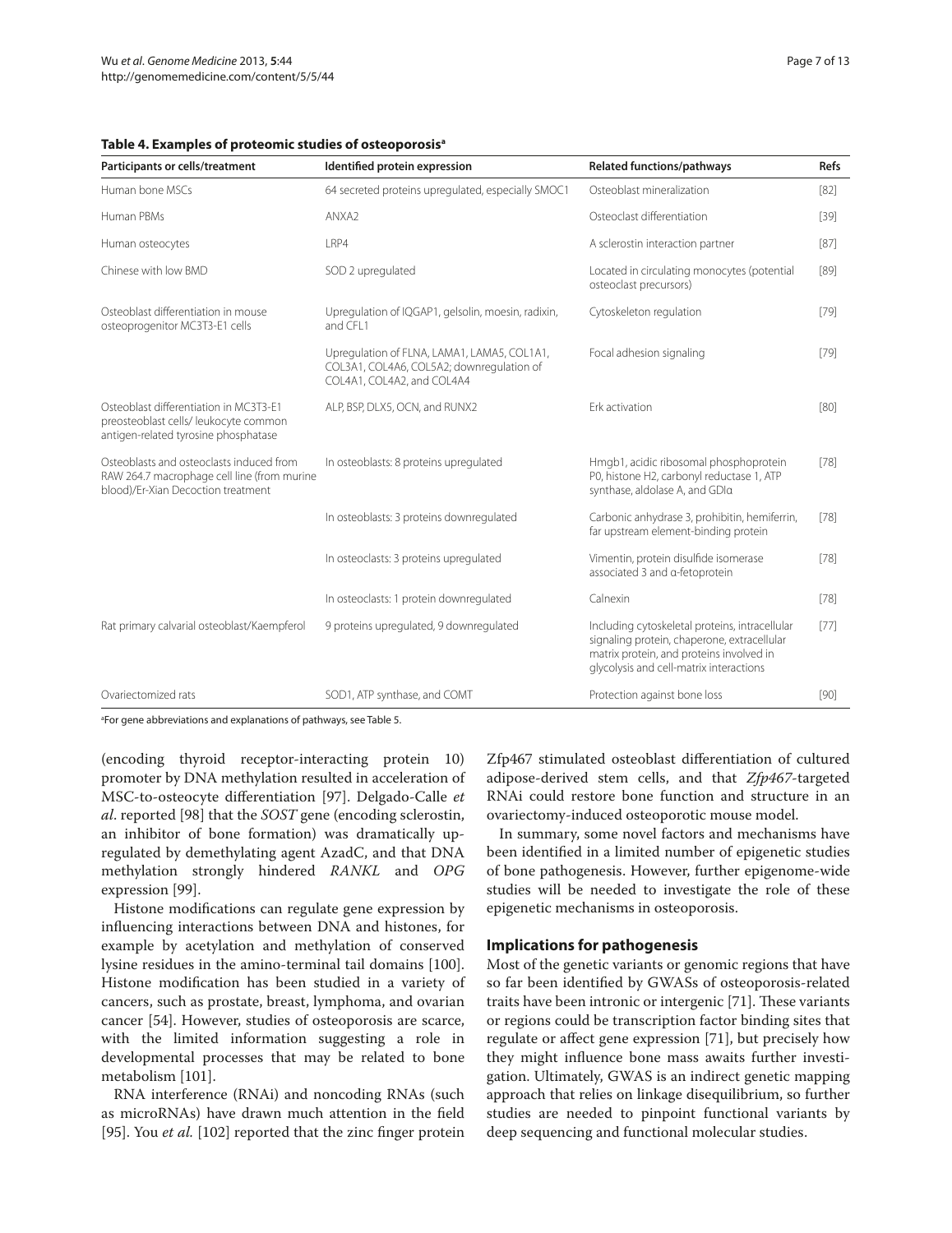**Table 4. Examples of proteomic studies of osteoporosis[a]**

| Participants or cells/treatment | Identified protein expression | Related functions/pathways | Refs |
|---|---|---|---|
| Human bone MSCs | 64 secreted proteins upregulated, especially SMOC1 | Osteoblast mineralization | [82] |
| Human PBMs | ANXA2 | Osteoclast differentiation | [39] |
| Human osteocytes | LRP4 | A sclerostin interaction partner | [87] |
| Chinese with low BMD | SOD 2 upregulated | Located in circulating monocytes (potential osteoclast precursors) | [89] |
| Osteoblast differentiation in mouse osteoprogenitor MC3T3-E1 cells | Upregulation of IQGAP1, gelsolin, moesin, radixin, and CFL1 | Cytoskeleton regulation | [79] |
| | Upregulation of FLNA, LAMA1, LAMA5, COL1A1, COL3A1, COL4A6, COL5A2; downregulation of COL4A1, COL4A2, and COL4A4 | Focal adhesion signaling | [79] |
| Osteoblast differentiation in MC3T3-E1 preosteoblast cells/ leukocyte common antigen-related tyrosine phosphatase | ALP, BSP, DLX5, OCN, and RUNX2 | Erk activation | [80] |
| Osteoblasts and osteoclasts induced from RAW 264.7 macrophage cell line (from murine blood)/Er-Xian Decoction treatment | In osteoblasts: 8 proteins upregulated | Hmgb1, acidic ribosomal phosphoprotein P0, histone H2, carbonyl reductase 1, ATP synthase, aldolase A, and GDIα | [78] |
| | In osteoblasts: 3 proteins downregulated | Carbonic anhydrase 3, prohibitin, hemiferrin, far upstream element-binding protein | [78] |
| | In osteoclasts: 3 proteins upregulated | Vimentin, protein disulfide isomerase associated 3 and α-fetoprotein | [78] |
| | In osteoclasts: 1 protein downregulated | Calnexin | [78] |
| Rat primary calvarial osteoblast/Kaempferol | 9 proteins upregulated, 9 downregulated | Including cytoskeletal proteins, intracellular signaling protein, chaperone, extracellular matrix protein, and proteins involved in glycolysis and cell-matrix interactions | [77] |
| Ovariectomized rats | SOD1, ATP synthase, and COMT | Protection against bone loss | [90] |

[a]For gene abbreviations and explanations of pathways, see Table 5.

(encoding thyroid receptor-interacting protein 10) promoter by DNA methylation resulted in acceleration of MSC-to-osteocyte differentiation [97]. Delgado-Calle *et al*. reported [98] that the *SOST* gene (encoding sclerostin, an inhibitor of bone formation) was dramatically upregulated by demethylating agent AzadC, and that DNA methylation strongly hindered *RANKL* and *OPG* expression [99].

Histone modifications can regulate gene expression by influencing interactions between DNA and histones, for example by acetylation and methylation of conserved lysine residues in the amino-terminal tail domains [100]. Histone modification has been studied in a variety of cancers, such as prostate, breast, lymphoma, and ovarian cancer [54]. However, studies of osteoporosis are scarce, with the limited information suggesting a role in developmental processes that may be related to bone metabolism [101].

RNA interference (RNAi) and noncoding RNAs (such as microRNAs) have drawn much attention in the field [95]. You *et al.* [102] reported that the zinc finger protein Zfp467 stimulated osteoblast differentiation of cultured adipose-derived stem cells, and that *Zfp467*-targeted RNAi could restore bone function and structure in an ovariectomy-induced osteoporotic mouse model.

In summary, some novel factors and mechanisms have been identified in a limited number of epigenetic studies of bone pathogenesis. However, further epigenome-wide studies will be needed to investigate the role of these epigenetic mechanisms in osteoporosis.

## Implications for pathogenesis

Most of the genetic variants or genomic regions that have so far been identified by GWASs of osteoporosis-related traits have been intronic or intergenic [71]. These variants or regions could be transcription factor binding sites that regulate or affect gene expression [71], but precisely how they might influence bone mass awaits further investigation. Ultimately, GWAS is an indirect genetic mapping approach that relies on linkage disequilibrium, so further studies are needed to pinpoint functional variants by deep sequencing and functional molecular studies.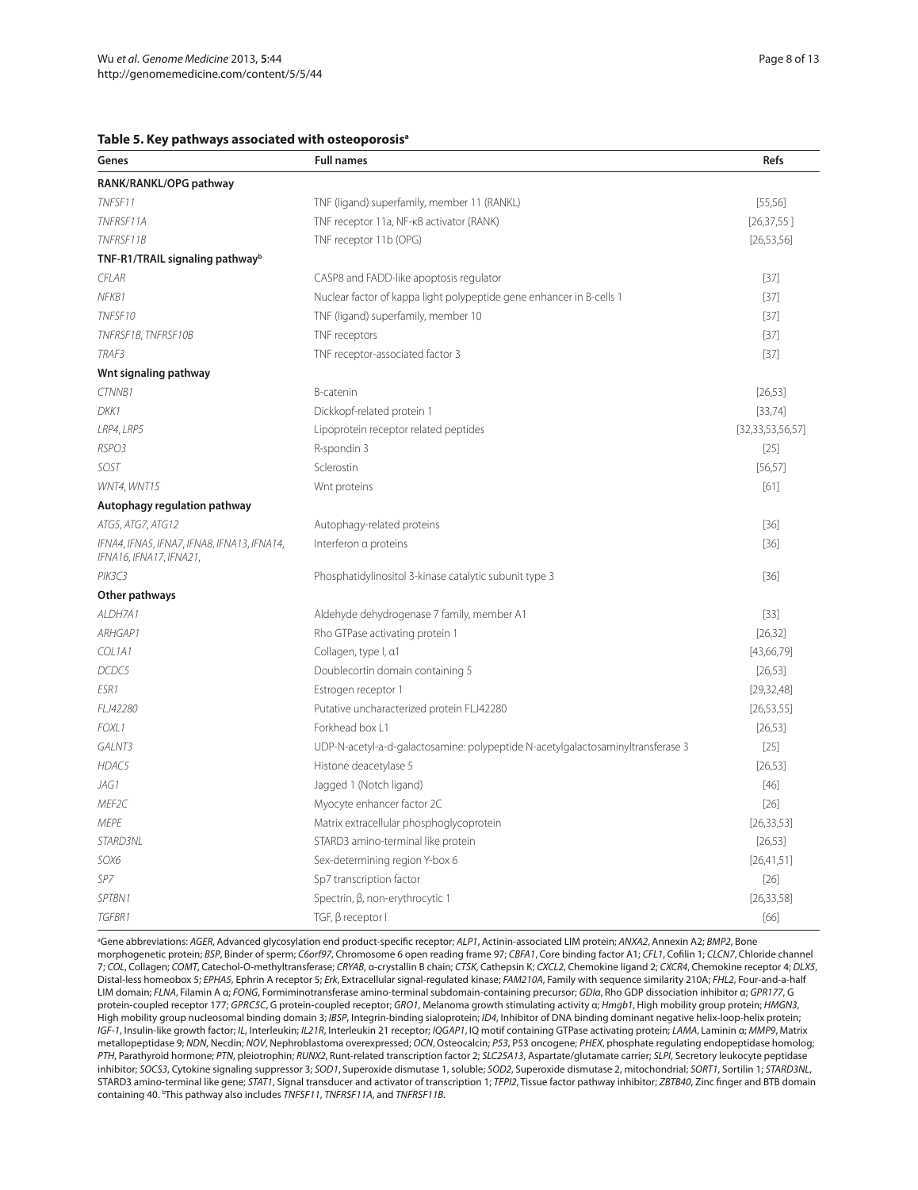**Table 5. Key pathways associated with osteoporosis[a]**

| Genes | Full names | Refs |
|---|---|---|
| **RANK/RANKL/OPG pathway** | | |
| *TNFSF11* | TNF (ligand) superfamily, member 11 (RANKL) | [55,56] |
| *TNFRSF11A* | TNF receptor 11a, NF-κB activator (RANK) | [26,37,55 ] |
| *TNFRSF11B* | TNF receptor 11b (OPG) | [26,53,56] |
| **TNF-R1/TRAIL signaling pathway[b]** | | |
| *CFLAR* | CASP8 and FADD-like apoptosis regulator | [37] |
| *NFKB1* | Nuclear factor of kappa light polypeptide gene enhancer in B-cells 1 | [37] |
| *TNFSF10* | TNF (ligand) superfamily, member 10 | [37] |
| *TNFRSF1B, TNFRSF10B* | TNF receptors | [37] |
| *TRAF3* | TNF receptor-associated factor 3 | [37] |
| **Wnt signaling pathway** | | |
| *CTNNB1* | Β-catenin | [26,53] |
| *DKK1* | Dickkopf-related protein 1 | [33,74] |
| *LRP4, LRP5* | Lipoprotein receptor related peptides | [32,33,53,56,57] |
| *RSPO3* | R-spondin 3 | [25] |
| *SOST* | Sclerostin | [56,57] |
| *WNT4, WNT15* | Wnt proteins | [61] |
| **Autophagy regulation pathway** | | |
| *ATG5, ATG7, ATG12* | Autophagy-related proteins | [36] |
| *IFNA4, IFNA5, IFNA7, IFNA8, IFNA13, IFNA14, IFNA16, IFNA17, IFNA21,* | Interferon α proteins | [36] |
| *PIK3C3* | Phosphatidylinositol 3-kinase catalytic subunit type 3 | [36] |
| **Other pathways** | | |
| *ALDH7A1* | Aldehyde dehydrogenase 7 family, member A1 | [33] |
| *ARHGAP1* | Rho GTPase activating protein 1 | [26,32] |
| *COL1A1* | Collagen, type I, α1 | [43,66,79] |
| *DCDC5* | Doublecortin domain containing 5 | [26,53] |
| *ESR1* | Estrogen receptor 1 | [29,32,48] |
| *FLJ42280* | Putative uncharacterized protein FLJ42280 | [26,53,55] |
| *FOXL1* | Forkhead box L1 | [26,53] |
| *GALNT3* | UDP-N-acetyl-a-d-galactosamine: polypeptide N-acetylgalactosaminyltransferase 3 | [25] |
| *HDAC5* | Histone deacetylase 5 | [26,53] |
| *JAG1* | Jagged 1 (Notch ligand) | [46] |
| *MEF2C* | Myocyte enhancer factor 2C | [26] |
| *MEPE* | Matrix extracellular phosphoglycoprotein | [26,33,53] |
| *STARD3NL* | STARD3 amino-terminal like protein | [26,53] |
| *SOX6* | Sex-determining region Y-box 6 | [26,41,51] |
| *SP7* | Sp7 transcription factor | [26] |
| *SPTBN1* | Spectrin, β, non-erythrocytic 1 | [26,33,58] |
| *TGFBR1* | TGF, β receptor I | [66] |

[a]Gene abbreviations: *AGER*, Advanced glycosylation end product-specific receptor; *ALP1*, Actinin-associated LIM protein; *ANXA2*, Annexin A2; *BMP2*, Bone morphogenetic protein; *BSP*, Binder of sperm; *C6orf97*, Chromosome 6 open reading frame 97; *CBFA1*, Core binding factor A1; *CFL1*, Cofilin 1; *CLCN7*, Chloride channel 7; *COL*, Collagen; *COMT*, Catechol-O-methyltransferase; *CRYAB*, α-crystallin B chain; *CTSK*, Cathepsin K; *CXCL2*, Chemokine ligand 2; *CXCR4*, Chemokine receptor 4; *DLX5*, Distal-less homeobox 5; *EPHA5*, Ephrin A receptor 5; *Erk*, Extracellular signal-regulated kinase; *FAM210A*, Family with sequence similarity 210A; *FHL2*, Four-and-a-half LIM domain; *FLNA*, Filamin A α; *FONG*, Formiminotransferase amino-terminal subdomain-containing precursor; *GDIα*, Rho GDP dissociation inhibitor α; *GPR177*, G protein-coupled receptor 177; *GPRC5C*, G protein-coupled receptor; *GRO1*, Melanoma growth stimulating activity α; *Hmgb1*, High mobility group protein; *HMGN3*, High mobility group nucleosomal binding domain 3; *IBSP*, Integrin-binding sialoprotein; *ID4*, Inhibitor of DNA binding dominant negative helix-loop-helix protein; *IGF-1*, Insulin-like growth factor; *IL*, Interleukin; *IL21R*, Interleukin 21 receptor; *IQGAP1*, IQ motif containing GTPase activating protein; *LAMA*, Laminin α; *MMP9*, Matrix metallopeptidase 9; *NDN*, Necdin; *NOV*, Nephroblastoma overexpressed; *OCN*, Osteocalcin; *P53*, P53 oncogene; *PHEX*, phosphate regulating endopeptidase homolog; *PTH*, Parathyroid hormone; *PTN*, pleiotrophin; *RUNX2*, Runt-related transcription factor 2; *SLC25A13*, Aspartate/glutamate carrier; *SLPI*, Secretory leukocyte peptidase inhibitor; *SOCS3*, Cytokine signaling suppressor 3; *SOD1*, Superoxide dismutase 1, soluble; *SOD2*, Superoxide dismutase 2, mitochondrial; *SORT1*, Sortilin 1; *STARD3NL*, STARD3 amino-terminal like gene; *STAT1*, Signal transducer and activator of transcription 1; *TFPI2*, Tissue factor pathway inhibitor; *ZBTB40*, Zinc finger and BTB domain containing 40. [b]This pathway also includes *TNFSF11*, *TNFRSF11A*, and *TNFRSF11B*.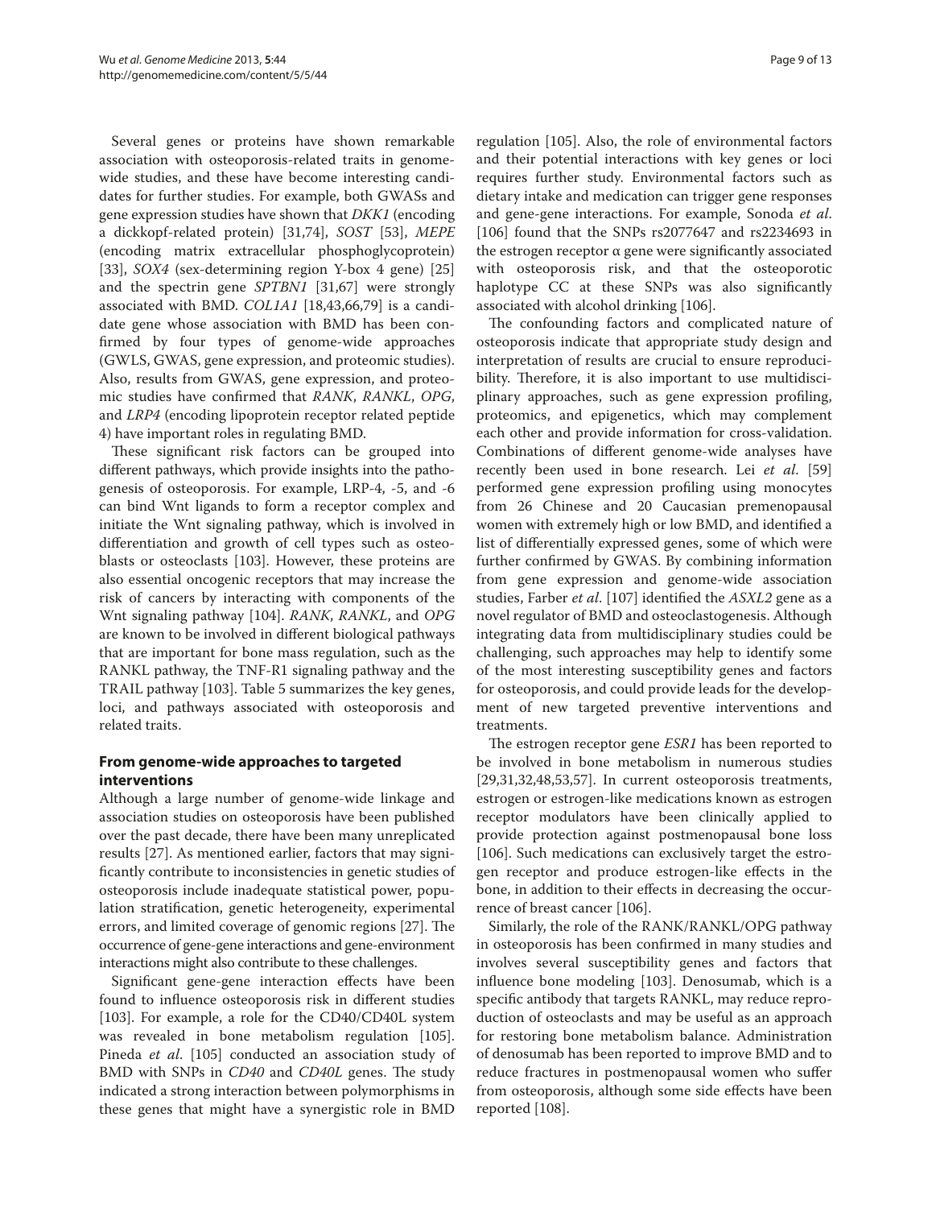Several genes or proteins have shown remarkable association with osteoporosis-related traits in genome-wide studies, and these have become interesting candidates for further studies. For example, both GWASs and gene expression studies have shown that *DKK1* (encoding a dickkopf-related protein) [31,74], *SOST* [53], *MEPE* (encoding matrix extracellular phosphoglycoprotein) [33], *SOX4* (sex-determining region Y-box 4 gene) [25] and the spectrin gene *SPTBN1* [31,67] were strongly associated with BMD. *COL1A1* [18,43,66,79] is a candidate gene whose association with BMD has been confirmed by four types of genome-wide approaches (GWLS, GWAS, gene expression, and proteomic studies). Also, results from GWAS, gene expression, and proteomic studies have confirmed that *RANK*, *RANKL*, *OPG*, and *LRP4* (encoding lipoprotein receptor related peptide 4) have important roles in regulating BMD.

These significant risk factors can be grouped into different pathways, which provide insights into the pathogenesis of osteoporosis. For example, LRP-4, -5, and -6 can bind Wnt ligands to form a receptor complex and initiate the Wnt signaling pathway, which is involved in differentiation and growth of cell types such as osteoblasts or osteoclasts [103]. However, these proteins are also essential oncogenic receptors that may increase the risk of cancers by interacting with components of the Wnt signaling pathway [104]. *RANK*, *RANKL*, and *OPG* are known to be involved in different biological pathways that are important for bone mass regulation, such as the RANKL pathway, the TNF-R1 signaling pathway and the TRAIL pathway [103]. Table 5 summarizes the key genes, loci, and pathways associated with osteoporosis and related traits.

## From genome-wide approaches to targeted interventions

Although a large number of genome-wide linkage and association studies on osteoporosis have been published over the past decade, there have been many unreplicated results [27]. As mentioned earlier, factors that may significantly contribute to inconsistencies in genetic studies of osteoporosis include inadequate statistical power, population stratification, genetic heterogeneity, experimental errors, and limited coverage of genomic regions [27]. The occurrence of gene-gene interactions and gene-environment interactions might also contribute to these challenges.

Significant gene-gene interaction effects have been found to influence osteoporosis risk in different studies [103]. For example, a role for the CD40/CD40L system was revealed in bone metabolism regulation [105]. Pineda *et al*. [105] conducted an association study of BMD with SNPs in *CD40* and *CD40L* genes. The study indicated a strong interaction between polymorphisms in these genes that might have a synergistic role in BMD regulation [105]. Also, the role of environmental factors and their potential interactions with key genes or loci requires further study. Environmental factors such as dietary intake and medication can trigger gene responses and gene-gene interactions. For example, Sonoda *et al*. [106] found that the SNPs rs2077647 and rs2234693 in the estrogen receptor α gene were significantly associated with osteoporosis risk, and that the osteoporotic haplotype CC at these SNPs was also significantly associated with alcohol drinking [106].

The confounding factors and complicated nature of osteoporosis indicate that appropriate study design and interpretation of results are crucial to ensure reproducibility. Therefore, it is also important to use multidisciplinary approaches, such as gene expression profiling, proteomics, and epigenetics, which may complement each other and provide information for cross-validation. Combinations of different genome-wide analyses have recently been used in bone research. Lei *et al*. [59] performed gene expression profiling using monocytes from 26 Chinese and 20 Caucasian premenopausal women with extremely high or low BMD, and identified a list of differentially expressed genes, some of which were further confirmed by GWAS. By combining information from gene expression and genome-wide association studies, Farber *et al*. [107] identified the *ASXL2* gene as a novel regulator of BMD and osteoclastogenesis. Although integrating data from multidisciplinary studies could be challenging, such approaches may help to identify some of the most interesting susceptibility genes and factors for osteoporosis, and could provide leads for the development of new targeted preventive interventions and treatments.

The estrogen receptor gene *ESR1* has been reported to be involved in bone metabolism in numerous studies [29,31,32,48,53,57]. In current osteoporosis treatments, estrogen or estrogen-like medications known as estrogen receptor modulators have been clinically applied to provide protection against postmenopausal bone loss [106]. Such medications can exclusively target the estrogen receptor and produce estrogen-like effects in the bone, in addition to their effects in decreasing the occurrence of breast cancer [106].

Similarly, the role of the RANK/RANKL/OPG pathway in osteoporosis has been confirmed in many studies and involves several susceptibility genes and factors that influence bone modeling [103]. Denosumab, which is a specific antibody that targets RANKL, may reduce reproduction of osteoclasts and may be useful as an approach for restoring bone metabolism balance. Administration of denosumab has been reported to improve BMD and to reduce fractures in postmenopausal women who suffer from osteoporosis, although some side effects have been reported [108].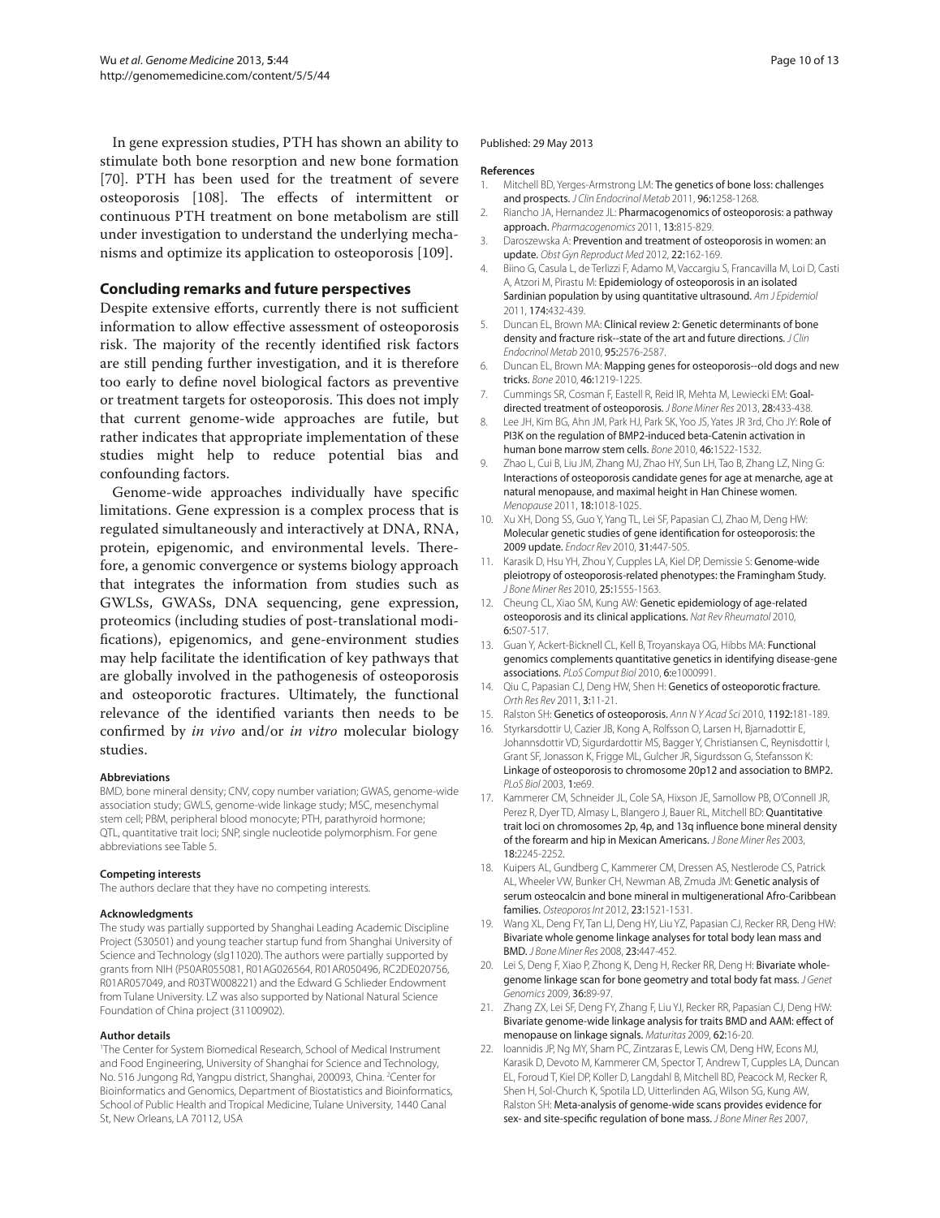In gene expression studies, PTH has shown an ability to stimulate both bone resorption and new bone formation [70]. PTH has been used for the treatment of severe osteoporosis [108]. The effects of intermittent or continuous PTH treatment on bone metabolism are still under investigation to understand the underlying mechanisms and optimize its application to osteoporosis [109].

## Concluding remarks and future perspectives

Despite extensive efforts, currently there is not sufficient information to allow effective assessment of osteoporosis risk. The majority of the recently identified risk factors are still pending further investigation, and it is therefore too early to define novel biological factors as preventive or treatment targets for osteoporosis. This does not imply that current genome-wide approaches are futile, but rather indicates that appropriate implementation of these studies might help to reduce potential bias and confounding factors.

Genome-wide approaches individually have specific limitations. Gene expression is a complex process that is regulated simultaneously and interactively at DNA, RNA, protein, epigenomic, and environmental levels. Therefore, a genomic convergence or systems biology approach that integrates the information from studies such as GWLSs, GWASs, DNA sequencing, gene expression, proteomics (including studies of post-translational modifications), epigenomics, and gene-environment studies may help facilitate the identification of key pathways that are globally involved in the pathogenesis of osteoporosis and osteoporotic fractures. Ultimately, the functional relevance of the identified variants then needs to be confirmed by *in vivo* and/or *in vitro* molecular biology studies.

#### Abbreviations

BMD, bone mineral density; CNV, copy number variation; GWAS, genome-wide association study; GWLS, genome-wide linkage study; MSC, mesenchymal stem cell; PBM, peripheral blood monocyte; PTH, parathyroid hormone; QTL, quantitative trait loci; SNP, single nucleotide polymorphism. For gene abbreviations see Table 5.

#### Competing interests

The authors declare that they have no competing interests.

#### Acknowledgments

The study was partially supported by Shanghai Leading Academic Discipline Project (S30501) and young teacher startup fund from Shanghai University of Science and Technology (slg11020). The authors were partially supported by grants from NIH (P50AR055081, R01AG026564, R01AR050496, RC2DE020756, R01AR057049, and R03TW008221) and the Edward G Schlieder Endowment from Tulane University. LZ was also supported by National Natural Science Foundation of China project (31100902).

#### Author details

[1]The Center for System Biomedical Research, School of Medical Instrument and Food Engineering, University of Shanghai for Science and Technology, No. 516 Jungong Rd, Yangpu district, Shanghai, 200093, China. [2]Center for Bioinformatics and Genomics, Department of Biostatistics and Bioinformatics, School of Public Health and Tropical Medicine, Tulane University, 1440 Canal St, New Orleans, LA 70112, USA

Published: 29 May 2013

#### References

1. Mitchell BD, Yerges-Armstrong LM: The genetics of bone loss: challenges and prospects. *J Clin Endocrinol Metab* 2011, **96:**1258-1268.
2. Riancho JA, Hernandez JL: Pharmacogenomics of osteoporosis: a pathway approach. *Pharmacogenomics* 2011, **13:**815-829.
3. Daroszewska A: Prevention and treatment of osteoporosis in women: an update. *Obst Gyn Reproduct Med* 2012, **22:**162-169.
4. Biino G, Casula L, de Terlizzi F, Adamo M, Vaccargiu S, Francavilla M, Loi D, Casti A, Atzori M, Pirastu M: Epidemiology of osteoporosis in an isolated Sardinian population by using quantitative ultrasound. *Am J Epidemiol* 2011, **174:**432-439.
5. Duncan EL, Brown MA: Clinical review 2: Genetic determinants of bone density and fracture risk--state of the art and future directions. *J Clin Endocrinol Metab* 2010, **95:**2576-2587.
6. Duncan EL, Brown MA: Mapping genes for osteoporosis--old dogs and new tricks. *Bone* 2010, **46:**1219-1225.
7. Cummings SR, Cosman F, Eastell R, Reid IR, Mehta M, Lewiecki EM: Goal-directed treatment of osteoporosis. *J Bone Miner Res* 2013, **28:**433-438.
8. Lee JH, Kim BG, Ahn JM, Park HJ, Park SK, Yoo JS, Yates JR 3rd, Cho JY: Role of PI3K on the regulation of BMP2-induced beta-Catenin activation in human bone marrow stem cells. *Bone* 2010, **46:**1522-1532.
9. Zhao L, Cui B, Liu JM, Zhang MJ, Zhao HY, Sun LH, Tao B, Zhang LZ, Ning G: Interactions of osteoporosis candidate genes for age at menarche, age at natural menopause, and maximal height in Han Chinese women. *Menopause* 2011, **18:**1018-1025.
10. Xu XH, Dong SS, Guo Y, Yang TL, Lei SF, Papasian CJ, Zhao M, Deng HW: Molecular genetic studies of gene identification for osteoporosis: the 2009 update. *Endocr Rev* 2010, **31:**447-505.
11. Karasik D, Hsu YH, Zhou Y, Cupples LA, Kiel DP, Demissie S: Genome-wide pleiotropy of osteoporosis-related phenotypes: the Framingham Study. *J Bone Miner Res* 2010, **25:**1555-1563.
12. Cheung CL, Xiao SM, Kung AW: Genetic epidemiology of age-related osteoporosis and its clinical applications. *Nat Rev Rheumatol* 2010, **6:**507-517.
13. Guan Y, Ackert-Bicknell CL, Kell B, Troyanskaya OG, Hibbs MA: Functional genomics complements quantitative genetics in identifying disease-gene associations. *PLoS Comput Biol* 2010, **6:**e1000991.
14. Qiu C, Papasian CJ, Deng HW, Shen H: Genetics of osteoporotic fracture. *Orth Res Rev* 2011, **3:**11-21.
15. Ralston SH: Genetics of osteoporosis. *Ann N Y Acad Sci* 2010, **1192:**181-189.
16. Styrkarsdottir U, Cazier JB, Kong A, Rolfsson O, Larsen H, Bjarnadottir E, Johannsdottir VD, Sigurdardottir MS, Bagger Y, Christiansen C, Reynisdottir I, Grant SF, Jonasson K, Frigge ML, Gulcher JR, Sigurdsson G, Stefansson K: Linkage of osteoporosis to chromosome 20p12 and association to BMP2. *PLoS Biol* 2003, **1:**e69.
17. Kammerer CM, Schneider JL, Cole SA, Hixson JE, Samollow PB, O'Connell JR, Perez R, Dyer TD, Almasy L, Blangero J, Bauer RL, Mitchell BD: Quantitative trait loci on chromosomes 2p, 4p, and 13q influence bone mineral density of the forearm and hip in Mexican Americans. *J Bone Miner Res* 2003, **18:**2245-2252.
18. Kuipers AL, Gundberg C, Kammerer CM, Dressen AS, Nestlerode CS, Patrick AL, Wheeler VW, Bunker CH, Newman AB, Zmuda JM: Genetic analysis of serum osteocalcin and bone mineral in multigenerational Afro-Caribbean families. *Osteoporos Int* 2012, **23:**1521-1531.
19. Wang XL, Deng FY, Tan LJ, Deng HY, Liu YZ, Papasian CJ, Recker RR, Deng HW: Bivariate whole genome linkage analyses for total body lean mass and BMD. *J Bone Miner Res* 2008, **23:**447-452.
20. Lei S, Deng F, Xiao P, Zhong K, Deng H, Recker RR, Deng H: Bivariate whole-genome linkage scan for bone geometry and total body fat mass. *J Genet Genomics* 2009, **36:**89-97.
21. Zhang ZX, Lei SF, Deng FY, Zhang F, Liu YJ, Recker RR, Papasian CJ, Deng HW: Bivariate genome-wide linkage analysis for traits BMD and AAM: effect of menopause on linkage signals. *Maturitas* 2009, **62:**16-20.
22. Ioannidis JP, Ng MY, Sham PC, Zintzaras E, Lewis CM, Deng HW, Econs MJ, Karasik D, Devoto M, Kammerer CM, Spector T, Andrew T, Cupples LA, Duncan EL, Foroud T, Kiel DP, Koller D, Langdahl B, Mitchell BD, Peacock M, Recker R, Shen H, Sol-Church K, Spotila LD, Uitterlinden AG, Wilson SG, Kung AW, Ralston SH: Meta-analysis of genome-wide scans provides evidence for sex- and site-specific regulation of bone mass. *J Bone Miner Res* 2007,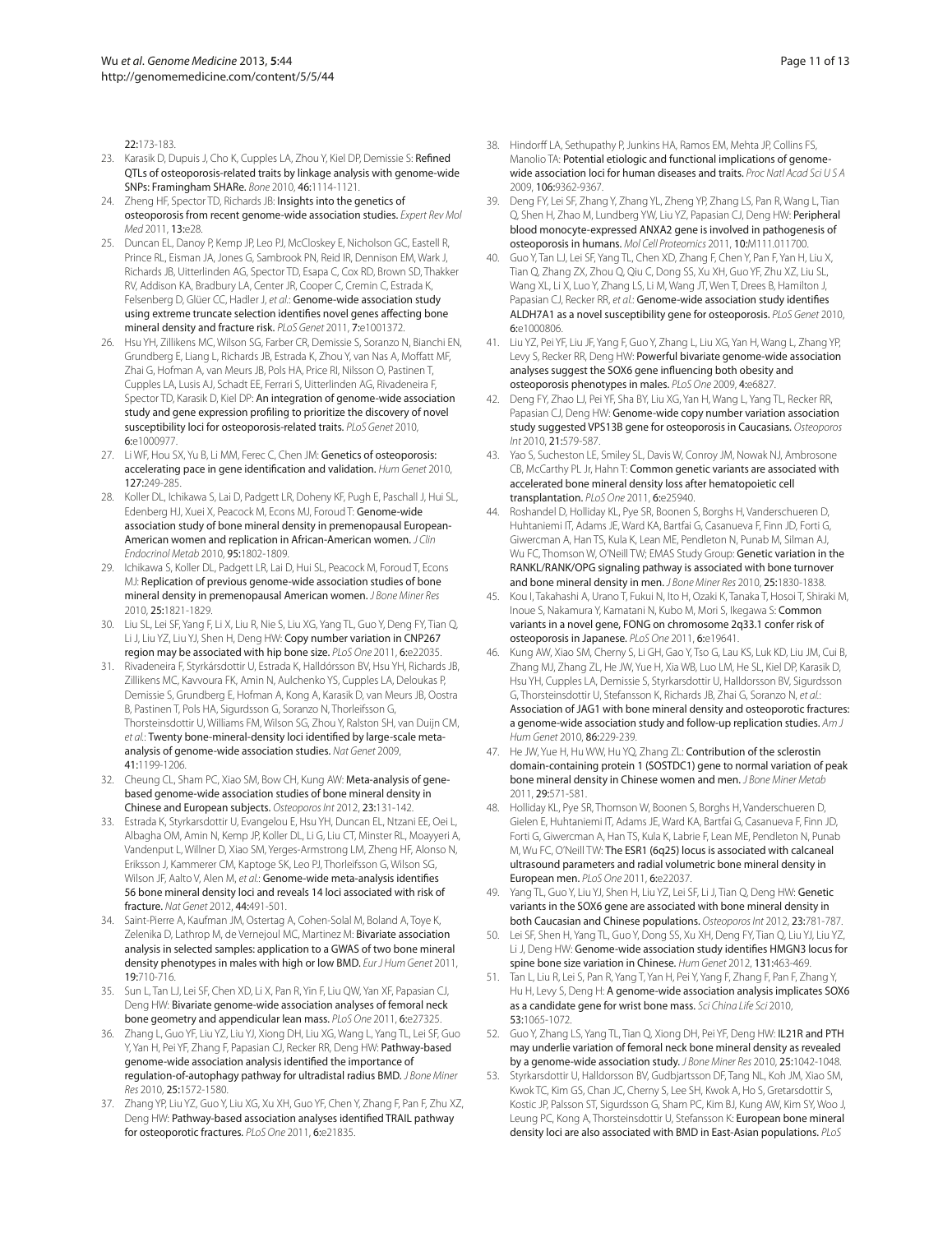22:173-183.

23. Karasik D, Dupuis J, Cho K, Cupples LA, Zhou Y, Kiel DP, Demissie S: Refined QTLs of osteoporosis-related traits by linkage analysis with genome-wide SNPs: Framingham SHARe. *Bone* 2010, **46**:1114-1121.
24. Zheng HF, Spector TD, Richards JB: Insights into the genetics of osteoporosis from recent genome-wide association studies. *Expert Rev Mol Med* 2011, **13**:e28.
25. Duncan EL, Danoy P, Kemp JP, Leo PJ, McCloskey E, Nicholson GC, Eastell R, Prince RL, Eisman JA, Jones G, Sambrook PN, Reid IR, Dennison EM, Wark J, Richards JB, Uitterlinden AG, Spector TD, Esapa C, Cox RD, Brown SD, Thakker RV, Addison KA, Bradbury LA, Center JR, Cooper C, Cremin C, Estrada K, Felsenberg D, Glüer CC, Hadler J, *et al.*: Genome-wide association study using extreme truncate selection identifies novel genes affecting bone mineral density and fracture risk. *PLoS Genet* 2011, **7**:e1001372.
26. Hsu YH, Zillikens MC, Wilson SG, Farber CR, Demissie S, Soranzo N, Bianchi EN, Grundberg E, Liang L, Richards JB, Estrada K, Zhou Y, van Nas A, Moffatt MF, Zhai G, Hofman A, van Meurs JB, Pols HA, Price RI, Nilsson O, Pastinen T, Cupples LA, Lusis AJ, Schadt EE, Ferrari S, Uitterlinden AG, Rivadeneira F, Spector TD, Karasik D, Kiel DP: An integration of genome-wide association study and gene expression profiling to prioritize the discovery of novel susceptibility loci for osteoporosis-related traits. *PLoS Genet* 2010, **6**:e1000977.
27. Li WF, Hou SX, Yu B, Li MM, Ferec C, Chen JM: Genetics of osteoporosis: accelerating pace in gene identification and validation. *Hum Genet* 2010, **127**:249-285.
28. Koller DL, Ichikawa S, Lai D, Padgett LR, Doheny KF, Pugh E, Paschall J, Hui SL, Edenberg HJ, Xuei X, Peacock M, Econs MJ, Foroud T: Genome-wide association study of bone mineral density in premenopausal European-American women and replication in African-American women. *J Clin Endocrinol Metab* 2010, **95**:1802-1809.
29. Ichikawa S, Koller DL, Padgett LR, Lai D, Hui SL, Peacock M, Foroud T, Econs MJ: Replication of previous genome-wide association studies of bone mineral density in premenopausal American women. *J Bone Miner Res* 2010, **25**:1821-1829.
30. Liu SL, Lei SF, Yang F, Li X, Liu R, Nie S, Liu XG, Yang TL, Guo Y, Deng FY, Tian Q, Li J, Liu YZ, Liu YJ, Shen H, Deng HW: Copy number variation in CNP267 region may be associated with hip bone size. *PLoS One* 2011, **6**:e22035.
31. Rivadeneira F, Styrkársdottir U, Estrada K, Halldórsson BV, Hsu YH, Richards JB, Zillikens MC, Kavvoura FK, Amin N, Aulchenko YS, Cupples LA, Deloukas P, Demissie S, Grundberg E, Hofman A, Kong A, Karasik D, van Meurs JB, Oostra B, Pastinen T, Pols HA, Sigurdsson G, Soranzo N, Thorleifsson G, Thorsteinsdottir U, Williams FM, Wilson SG, Zhou Y, Ralston SH, van Duijn CM, *et al.*: Twenty bone-mineral-density loci identified by large-scale meta-analysis of genome-wide association studies. *Nat Genet* 2009, **41**:1199-1206.
32. Cheung CL, Sham PC, Xiao SM, Bow CH, Kung AW: Meta-analysis of gene-based genome-wide association studies of bone mineral density in Chinese and European subjects. *Osteoporos Int* 2012, **23**:131-142.
33. Estrada K, Styrkarsdottir U, Evangelou E, Hsu YH, Duncan EL, Ntzani EE, Oei L, Albagha OM, Amin N, Kemp JP, Koller DL, Li G, Liu CT, Minster RL, Moayyeri A, Vandenput L, Willner D, Xiao SM, Yerges-Armstrong LM, Zheng HF, Alonso N, Eriksson J, Kammerer CM, Kaptoge SK, Leo PJ, Thorleifsson G, Wilson SG, Wilson JF, Aalto V, Alen M, *et al.*: Genome-wide meta-analysis identifies 56 bone mineral density loci and reveals 14 loci associated with risk of fracture. *Nat Genet* 2012, **44**:491-501.
34. Saint-Pierre A, Kaufman JM, Ostertag A, Cohen-Solal M, Boland A, Toye K, Zelenika D, Lathrop M, de Vernejoul MC, Martinez M: Bivariate association analysis in selected samples: application to a GWAS of two bone mineral density phenotypes in males with high or low BMD. *Eur J Hum Genet* 2011, **19**:710-716.
35. Sun L, Tan LJ, Lei SF, Chen XD, Li X, Pan R, Yin F, Liu QW, Yan XF, Papasian CJ, Deng HW: Bivariate genome-wide association analyses of femoral neck bone geometry and appendicular lean mass. *PLoS One* 2011, **6**:e27325.
36. Zhang L, Guo YF, Liu YZ, Liu YJ, Xiong DH, Liu XG, Wang L, Yang TL, Lei SF, Guo Y, Yan H, Pei YF, Zhang F, Papasian CJ, Recker RR, Deng HW: Pathway-based genome-wide association analysis identified the importance of regulation-of-autophagy pathway for ultradistal radius BMD. *J Bone Miner Res* 2010, **25**:1572-1580.
37. Zhang YP, Liu YZ, Guo Y, Liu XG, Xu XH, Guo YF, Chen Y, Zhang F, Pan F, Zhu XZ, Deng HW: Pathway-based association analyses identified TRAIL pathway for osteoporotic fractures. *PLoS One* 2011, **6**:e21835.
38. Hindorff LA, Sethupathy P, Junkins HA, Ramos EM, Mehta JP, Collins FS, Manolio TA: Potential etiologic and functional implications of genome-wide association loci for human diseases and traits. *Proc Natl Acad Sci U S A* 2009, **106**:9362-9367.
39. Deng FY, Lei SF, Zhang Y, Zhang YL, Zheng YP, Zhang LS, Pan R, Wang L, Tian Q, Shen H, Zhao M, Lundberg YW, Liu YZ, Papasian CJ, Deng HW: Peripheral blood monocyte-expressed ANXA2 gene is involved in pathogenesis of osteoporosis in humans. *Mol Cell Proteomics* 2011, **10**:M111.011700.
40. Guo Y, Tan LJ, Lei SF, Yang TL, Chen XD, Zhang F, Chen Y, Pan F, Yan H, Liu X, Tian Q, Zhang ZX, Zhou Q, Qiu C, Dong SS, Xu XH, Guo YF, Zhu XZ, Liu SL, Wang XL, Li X, Luo Y, Zhang LS, Li M, Wang JT, Wen T, Drees B, Hamilton J, Papasian CJ, Recker RR, *et al.*: Genome-wide association study identifies ALDH7A1 as a novel susceptibility gene for osteoporosis. *PLoS Genet* 2010, **6**:e1000806.
41. Liu YZ, Pei YF, Liu JF, Yang F, Guo Y, Zhang L, Liu XG, Yan H, Wang L, Zhang YP, Levy S, Recker RR, Deng HW: Powerful bivariate genome-wide association analyses suggest the SOX6 gene influencing both obesity and osteoporosis phenotypes in males. *PLoS One* 2009, **4**:e6827.
42. Deng FY, Zhao LJ, Pei YF, Sha BY, Liu XG, Yan H, Wang L, Yang TL, Recker RR, Papasian CJ, Deng HW: Genome-wide copy number variation association study suggested VPS13B gene for osteoporosis in Caucasians. *Osteoporos Int* 2010, **21**:579-587.
43. Yao S, Sucheston LE, Smiley SL, Davis W, Conroy JM, Nowak NJ, Ambrosone CB, McCarthy PL Jr, Hahn T: Common genetic variants are associated with accelerated bone mineral density loss after hematopoietic cell transplantation. *PLoS One* 2011, **6**:e25940.
44. Roshandel D, Holliday KL, Pye SR, Boonen S, Borghs H, Vanderschueren D, Huhtaniemi IT, Adams JE, Ward KA, Bartfai G, Casanueva F, Finn JD, Forti G, Giwercman A, Han TS, Kula K, Lean ME, Pendleton N, Punab M, Silman AJ, Wu FC, Thomson W, O'Neill TW; EMAS Study Group: Genetic variation in the RANKL/RANK/OPG signaling pathway is associated with bone turnover and bone mineral density in men. *J Bone Miner Res* 2010, **25**:1830-1838.
45. Kou I, Takahashi A, Urano T, Fukui N, Ito H, Ozaki K, Tanaka T, Hosoi T, Shiraki M, Inoue S, Nakamura Y, Kamatani N, Kubo M, Mori S, Ikegawa S: Common variants in a novel gene, FONG on chromosome 2q33.1 confer risk of osteoporosis in Japanese. *PLoS One* 2011, **6**:e19641.
46. Kung AW, Xiao SM, Cherny S, Li GH, Gao Y, Tso G, Lau KS, Luk KD, Liu JM, Cui B, Zhang MJ, Zhang ZL, He JW, Yue H, Xia WB, Luo LM, He SL, Kiel DP, Karasik D, Hsu YH, Cupples LA, Demissie S, Styrkarsdottir U, Halldorsson BV, Sigurdsson G, Thorsteinsdottir U, Stefansson K, Richards JB, Zhai G, Soranzo N, *et al.*: Association of JAG1 with bone mineral density and osteoporotic fractures: a genome-wide association study and follow-up replication studies. *Am J Hum Genet* 2010, **86**:229-239.
47. He JW, Yue H, Hu WW, Hu YQ, Zhang ZL: Contribution of the sclerostin domain-containing protein 1 (SOSTDC1) gene to normal variation of peak bone mineral density in Chinese women and men. *J Bone Miner Metab* 2011, **29**:571-581.
48. Holliday KL, Pye SR, Thomson W, Boonen S, Borghs H, Vanderschueren D, Gielen E, Huhtaniemi IT, Adams JE, Ward KA, Bartfai G, Casanueva F, Finn JD, Forti G, Giwercman A, Han TS, Kula K, Labrie F, Lean ME, Pendleton N, Punab M, Wu FC, O'Neill TW: The ESR1 (6q25) locus is associated with calcaneal ultrasound parameters and radial volumetric bone mineral density in European men. *PLoS One* 2011, **6**:e22037.
49. Yang TL, Guo Y, Liu YJ, Shen H, Liu YZ, Lei SF, Li J, Tian Q, Deng HW: Genetic variants in the SOX6 gene are associated with bone mineral density in both Caucasian and Chinese populations. *Osteoporos Int* 2012, **23**:781-787.
50. Lei SF, Shen H, Yang TL, Guo Y, Dong SS, Xu XH, Deng FY, Tian Q, Liu YJ, Liu YZ, Li J, Deng HW: Genome-wide association study identifies HMGN3 locus for spine bone size variation in Chinese. *Hum Genet* 2012, **131**:463-469.
51. Tan L, Liu R, Lei S, Pan R, Yang T, Yan H, Pei Y, Yang F, Zhang F, Pan F, Zhang Y, Hu H, Levy S, Deng H: A genome-wide association analysis implicates SOX6 as a candidate gene for wrist bone mass. *Sci China Life Sci* 2010, **53**:1065-1072.
52. Guo Y, Zhang LS, Yang TL, Tian Q, Xiong DH, Pei YF, Deng HW: IL21R and PTH may underlie variation of femoral neck bone mineral density as revealed by a genome-wide association study. *J Bone Miner Res* 2010, **25**:1042-1048.
53. Styrkarsdottir U, Halldorsson BV, Gudbjartsson DF, Tang NL, Koh JM, Xiao SM, Kwok TC, Kim GS, Chan JC, Cherny S, Lee SH, Kwok A, Ho S, Gretarsdottir S, Kostic JP, Palsson ST, Sigurdsson G, Sham PC, Kim BJ, Kung AW, Kim SY, Woo J, Leung PC, Kong A, Thorsteinsdottir U, Stefansson K: European bone mineral density loci are also associated with BMD in East-Asian populations. *PLoS*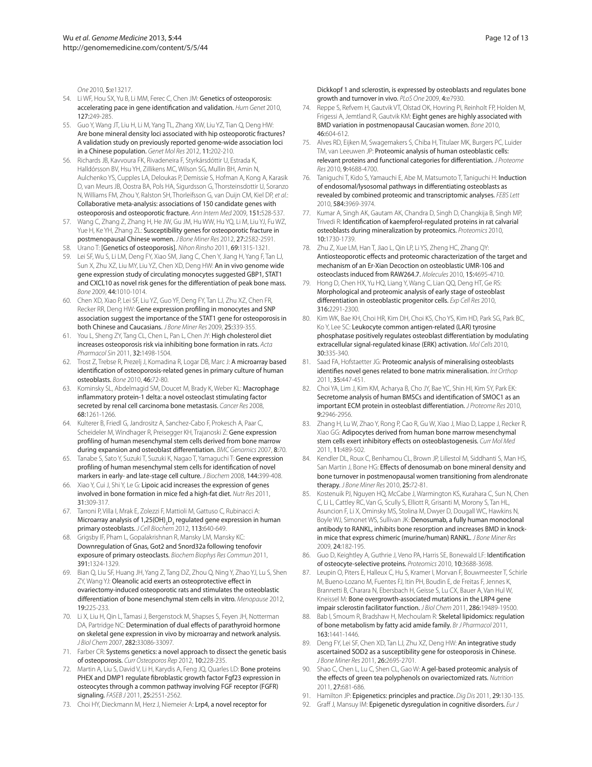*One* 2010, **5**:e13217.

54. Li WF, Hou SX, Yu B, Li MM, Ferec C, Chen JM: Genetics of osteoporosis: accelerating pace in gene identification and validation. *Hum Genet* 2010, **127**:249-285.
55. Guo Y, Wang JT, Liu H, Li M, Yang TL, Zhang XW, Liu YZ, Tian Q, Deng HW: Are bone mineral density loci associated with hip osteoporotic fractures? A validation study on previously reported genome-wide association loci in a Chinese population. *Genet Mol Res* 2012, **11**:202-210.
56. Richards JB, Kavvoura FK, Rivadeneira F, Styrkársdóttir U, Estrada K, Halldórsson BV, Hsu YH, Zillikens MC, Wilson SG, Mullin BH, Amin N, Aulchenko YS, Cupples LA, Deloukas P, Demissie S, Hofman A, Kong A, Karasik D, van Meurs JB, Oostra BA, Pols HA, Sigurdsson G, Thorsteinsdottir U, Soranzo N, Williams FM, Zhou Y, Ralston SH, Thorleifsson G, van Duijn CM, Kiel DP, *et al.*: Collaborative meta-analysis: associations of 150 candidate genes with osteoporosis and osteoporotic fracture. *Ann Intern Med* 2009, **151**:528-537.
57. Wang C, Zhang Z, Zhang H, He JW, Gu JM, Hu WW, Hu YQ, Li M, Liu YJ, Fu WZ, Yue H, Ke YH, Zhang ZL: Susceptibility genes for osteoporotic fracture in postmenopausal Chinese women. *J Bone Miner Res* 2012, **27**:2582-2591.
58. Urano T: [Genetics of osteoporosis]. *Nihon Rinsho* 2011, **69**:1315-1321.
59. Lei SF, Wu S, Li LM, Deng FY, Xiao SM, Jiang C, Chen Y, Jiang H, Yang F, Tan LJ, Sun X, Zhu XZ, Liu MY, Liu YZ, Chen XD, Deng HW: An in vivo genome wide gene expression study of circulating monocytes suggested GBP1, STAT1 and CXCL10 as novel risk genes for the differentiation of peak bone mass. *Bone* 2009, **44**:1010-1014.
60. Chen XD, Xiao P, Lei SF, Liu YZ, Guo YF, Deng FY, Tan LJ, Zhu XZ, Chen FR, Recker RR, Deng HW: Gene expression profiling in monocytes and SNP association suggest the importance of the STAT1 gene for osteoporosis in both Chinese and Caucasians. *J Bone Miner Res* 2009, **25**:339-355.
61. You L, Sheng ZY, Tang CL, Chen L, Pan L, Chen JY: High cholesterol diet increases osteoporosis risk via inhibiting bone formation in rats. *Acta Pharmacol Sin* 2011, **32**:1498-1504.
62. Trost Z, Trebse R, Prezelj J, Komadina R, Logar DB, Marc J: A microarray based identification of osteoporosis-related genes in primary culture of human osteoblasts. *Bone* 2010, **46**:72-80.
63. Kominsky SL, Abdelmagid SM, Doucet M, Brady K, Weber KL: Macrophage inflammatory protein-1 delta: a novel osteoclast stimulating factor secreted by renal cell carcinoma bone metastasis. *Cancer Res* 2008, **68**:1261-1266.
64. Kulterer B, Friedl G, Jandrositz A, Sanchez-Cabo F, Prokesch A, Paar C, Scheideler M, Windhager R, Preisegger KH, Trajanoski Z: Gene expression profiling of human mesenchymal stem cells derived from bone marrow during expansion and osteoblast differentiation. *BMC Genomics* 2007, **8**:70.
65. Tanabe S, Sato Y, Suzuki T, Suzuki K, Nagao T, Yamaguchi T: Gene expression profiling of human mesenchymal stem cells for identification of novel markers in early- and late-stage cell culture. *J Biochem* 2008, **144**:399-408.
66. Xiao Y, Cui J, Shi Y, Le G: Lipoic acid increases the expression of genes involved in bone formation in mice fed a high-fat diet. *Nutr Res* 2011, **31**:309-317.
67. Tarroni P, Villa I, Mrak E, Zolezzi F, Mattioli M, Gattuso C, Rubinacci A: Microarray analysis of 1,25(OH)$_2$D$_3$ regulated gene expression in human primary osteoblasts. *J Cell Biochem* 2012, **113**:640-649.
68. Grigsby IF, Pham L, Gopalakrishnan R, Mansky LM, Mansky KC: Downregulation of Gnas, Got2 and Snord32a following tenofovir exposure of primary osteoclasts. *Biochem Biophys Res Commun* 2011, **391**:1324-1329.
69. Bian Q, Liu SF, Huang JH, Yang Z, Tang DZ, Zhou Q, Ning Y, Zhao YJ, Lu S, Shen ZY, Wang YJ: Oleanolic acid exerts an osteoprotective effect in ovariectomy-induced osteoporotic rats and stimulates the osteoblastic differentiation of bone mesenchymal stem cells in vitro. *Menopause* 2012, **19**:225-233.
70. Li X, Liu H, Qin L, Tamasi J, Bergenstock M, Shapses S, Feyen JH, Notterman DA, Partridge NC: Determination of dual effects of parathyroid hormone on skeletal gene expression in vivo by microarray and network analysis. *J Biol Chem* 2007, **282**:33086-33097.
71. Farber CR: Systems genetics: a novel approach to dissect the genetic basis of osteoporosis. *Curr Osteoporos Rep* 2012, **10**:228-235.
72. Martin A, Liu S, David V, Li H, Karydis A, Feng JQ, Quarles LD: Bone proteins PHEX and DMP1 regulate fibroblastic growth factor Fgf23 expression in osteocytes through a common pathway involving FGF receptor (FGFR) signaling. *FASEB J* 2011, **25**:2551-2562.
73. Choi HY, Dieckmann M, Herz J, Niemeier A: Lrp4, a novel receptor for Dickkopf 1 and sclerostin, is expressed by osteoblasts and regulates bone growth and turnover in vivo. *PLoS One* 2009, **4**:e7930.
74. Reppe S, Refvem H, Gautvik VT, Olstad OK, Hovring PI, Reinholt FP, Holden M, Frigessi A, Jemtland R, Gautvik KM: Eight genes are highly associated with BMD variation in postmenopausal Caucasian women. *Bone* 2010, **46**:604-612.
75. Alves RD, Eijken M, Swagemakers S, Chiba H, Titulaer MK, Burgers PC, Luider TM, van Leeuwen JP: Proteomic analysis of human osteoblastic cells: relevant proteins and functional categories for differentiation. *J Proteome Res* 2010, **9**:4688-4700.
76. Taniguchi T, Kido S, Yamauchi E, Abe M, Matsumoto T, Taniguchi H: Induction of endosomal/lysosomal pathways in differentiating osteoblasts as revealed by combined proteomic and transcriptomic analyses. *FEBS Lett* 2010, **584**:3969-3974.
77. Kumar A, Singh AK, Gautam AK, Chandra D, Singh D, Changkija B, Singh MP, Trivedi R: Identification of kaempferol-regulated proteins in rat calvarial osteoblasts during mineralization by proteomics. *Proteomics* 2010, **10**:1730-1739.
78. Zhu Z, Xue LM, Han T, Jiao L, Qin LP, Li YS, Zheng HC, Zhang QY: Antiosteoporotic effects and proteomic characterization of the target and mechanism of an Er-Xian Decoction on osteoblastic UMR-106 and osteoclasts induced from RAW264.7. *Molecules* 2010, **15**:4695-4710.
79. Hong D, Chen HX, Yu HQ, Liang Y, Wang C, Lian QQ, Deng HT, Ge RS: Morphological and proteomic analysis of early stage of osteoblast differentiation in osteoblastic progenitor cells. *Exp Cell Res* 2010, **316**:2291-2300.
80. Kim WK, Bae KH, Choi HR, Kim DH, Choi KS, Cho YS, Kim HD, Park SG, Park BC, Ko Y, Lee SC: Leukocyte common antigen-related (LAR) tyrosine phosphatase positively regulates osteoblast differentiation by modulating extracellular signal-regulated kinase (ERK) activation. *Mol Cells* 2010, **30**:335-340.
81. Saad FA, Hofstaetter JG: Proteomic analysis of mineralising osteoblasts identifies novel genes related to bone matrix mineralisation. *Int Orthop* 2011, **35**:447-451.
82. Choi YA, Lim J, Kim KM, Acharya B, Cho JY, Bae YC, Shin HI, Kim SY, Park EK: Secretome analysis of human BMSCs and identification of SMOC1 as an important ECM protein in osteoblast differentiation. *J Proteome Res* 2010, **9**:2946-2956.
83. Zhang H, Lu W, Zhao Y, Rong P, Cao R, Gu W, Xiao J, Miao D, Lappe J, Recker R, Xiao GG: Adipocytes derived from human bone marrow mesenchymal stem cells exert inhibitory effects on osteoblastogenesis. *Curr Mol Med* 2011, **11**:489-502.
84. Kendler DL, Roux C, Benhamou CL, Brown JP, Lillestol M, Siddhanti S, Man HS, San Martin J, Bone HG: Effects of denosumab on bone mineral density and bone turnover in postmenopausal women transitioning from alendronate therapy. *J Bone Miner Res* 2010, **25**:72-81.
85. Kostenuik PJ, Nguyen HQ, McCabe J, Warmington KS, Kurahara C, Sun N, Chen C, Li L, Cattley RC, Van G, Scully S, Elliott R, Grisanti M, Morony S, Tan HL, Asuncion F, Li X, Ominsky MS, Stolina M, Dwyer D, Dougall WC, Hawkins N, Boyle WJ, Simonet WS, Sullivan JK: Denosumab, a fully human monoclonal antibody to RANKL, inhibits bone resorption and increases BMD in knock-in mice that express chimeric (murine/human) RANKL. *J Bone Miner Res* 2009, **24**:182-195.
86. Guo D, Keightley A, Guthrie J, Veno PA, Harris SE, Bonewald LF: Identification of osteocyte-selective proteins. *Proteomics* 2010, **10**:3688-3698.
87. Leupin O, Piters E, Halleux C, Hu S, Kramer I, Morvan F, Bouwmeester T, Schirle M, Bueno-Lozano M, Fuentes FJ, Itin PH, Boudin E, de Freitas F, Jennes K, Brannetti B, Charara N, Ebersbach H, Geisse S, Lu CX, Bauer A, Van Hul W, Kneissel M: Bone overgrowth-associated mutations in the LRP4 gene impair sclerostin facilitator function. *J Biol Chem* 2011, **286**:19489-19500.
88. Bab I, Smoum R, Bradshaw H, Mechoulam R: Skeletal lipidomics: regulation of bone metabolism by fatty acid amide family. *Br J Pharmacol* 2011, **163**:1441-1446.
89. Deng FY, Lei SF, Chen XD, Tan LJ, Zhu XZ, Deng HW: An integrative study ascertained SOD2 as a susceptibility gene for osteoporosis in Chinese. *J Bone Miner Res* 2011, **26**:2695-2701.
90. Shao C, Chen L, Lu C, Shen CL, Gao W: A gel-based proteomic analysis of the effects of green tea polyphenols on ovariectomized rats. *Nutrition* 2011, **27**:681-686.
91. Hamilton JP: Epigenetics: principles and practice. *Dig Dis* 2011, **29**:130-135.
92. Graff J, Mansuy IM: Epigenetic dysregulation in cognitive disorders. *Eur J*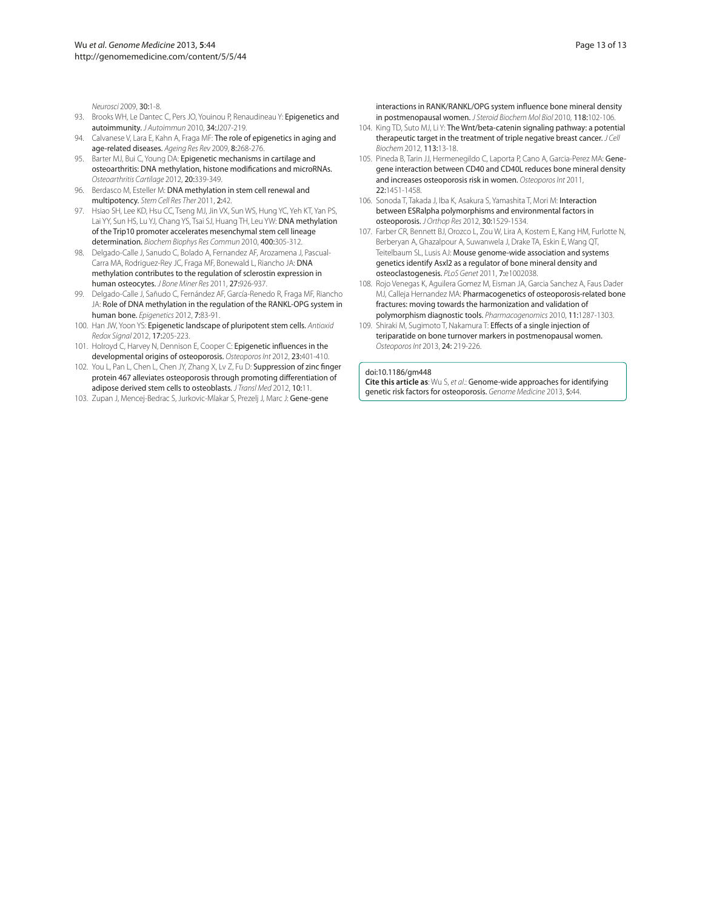Neurosci 2009, **30**:1-8.

93. Brooks WH, Le Dantec C, Pers JO, Youinou P, Renaudineau Y: Epigenetics and autoimmunity. *J Autoimmun* 2010, **34**:J207-219.
94. Calvanese V, Lara E, Kahn A, Fraga MF: The role of epigenetics in aging and age-related diseases. *Ageing Res Rev* 2009, **8**:268-276.
95. Barter MJ, Bui C, Young DA: Epigenetic mechanisms in cartilage and osteoarthritis: DNA methylation, histone modifications and microRNAs. *Osteoarthritis Cartilage* 2012, **20**:339-349.
96. Berdasco M, Esteller M: DNA methylation in stem cell renewal and multipotency. *Stem Cell Res Ther* 2011, **2**:42.
97. Hsiao SH, Lee KD, Hsu CC, Tseng MJ, Jin VX, Sun WS, Hung YC, Yeh KT, Yan PS, Lai YY, Sun HS, Lu YJ, Chang YS, Tsai SJ, Huang TH, Leu YW: DNA methylation of the Trip10 promoter accelerates mesenchymal stem cell lineage determination. *Biochem Biophys Res Commun* 2010, **400**:305-312.
98. Delgado-Calle J, Sanudo C, Bolado A, Fernandez AF, Arozamena J, Pascual-Carra MA, Rodriguez-Rey JC, Fraga MF, Bonewald L, Riancho JA: DNA methylation contributes to the regulation of sclerostin expression in human osteocytes. *J Bone Miner Res* 2011, **27**:926-937.
99. Delgado-Calle J, Sañudo C, Fernández AF, García-Renedo R, Fraga MF, Riancho JA: Role of DNA methylation in the regulation of the RANKL-OPG system in human bone. *Epigenetics* 2012, **7**:83-91.
100. Han JW, Yoon YS: Epigenetic landscape of pluripotent stem cells. *Antioxid Redox Signal* 2012, **17**:205-223.
101. Holroyd C, Harvey N, Dennison E, Cooper C: Epigenetic influences in the developmental origins of osteoporosis. *Osteoporos Int* 2012, **23**:401-410.
102. You L, Pan L, Chen L, Chen JY, Zhang X, Lv Z, Fu D: Suppression of zinc finger protein 467 alleviates osteoporosis through promoting differentiation of adipose derived stem cells to osteoblasts. *J Transl Med* 2012, **10**:11.
103. Zupan J, Mencej-Bedrac S, Jurkovic-Mlakar S, Prezelj J, Marc J: Gene-gene interactions in RANK/RANKL/OPG system influence bone mineral density in postmenopausal women. *J Steroid Biochem Mol Biol* 2010, **118**:102-106.
104. King TD, Suto MJ, Li Y: The Wnt/beta-catenin signaling pathway: a potential therapeutic target in the treatment of triple negative breast cancer. *J Cell Biochem* 2012, **113**:13-18.
105. Pineda B, Tarin JJ, Hermenegildo C, Laporta P, Cano A, Garcia-Perez MA: Gene-gene interaction between CD40 and CD40L reduces bone mineral density and increases osteoporosis risk in women. *Osteoporos Int* 2011, **22**:1451-1458.
106. Sonoda T, Takada J, Iba K, Asakura S, Yamashita T, Mori M: Interaction between ESRalpha polymorphisms and environmental factors in osteoporosis. *J Orthop Res* 2012, **30**:1529-1534.
107. Farber CR, Bennett BJ, Orozco L, Zou W, Lira A, Kostem E, Kang HM, Furlotte N, Berberyan A, Ghazalpour A, Suwanwela J, Drake TA, Eskin E, Wang QT, Teitelbaum SL, Lusis AJ: Mouse genome-wide association and systems genetics identify Asxl2 as a regulator of bone mineral density and osteoclastogenesis. *PLoS Genet* 2011, **7**:e1002038.
108. Rojo Venegas K, Aguilera Gomez M, Eisman JA, Garcia Sanchez A, Faus Dader MJ, Calleja Hernandez MA: Pharmacogenetics of osteoporosis-related bone fractures: moving towards the harmonization and validation of polymorphism diagnostic tools. *Pharmacogenomics* 2010, **11**:1287-1303.
109. Shiraki M, Sugimoto T, Nakamura T: Effects of a single injection of teriparatide on bone turnover markers in postmenopausal women. *Osteoporos Int* 2013, **24**: 219-226.

doi:10.1186/gm448
**Cite this article as**: Wu S, *et al.*: Genome-wide approaches for identifying genetic risk factors for osteoporosis. *Genome Medicine* 2013, **5**:44.